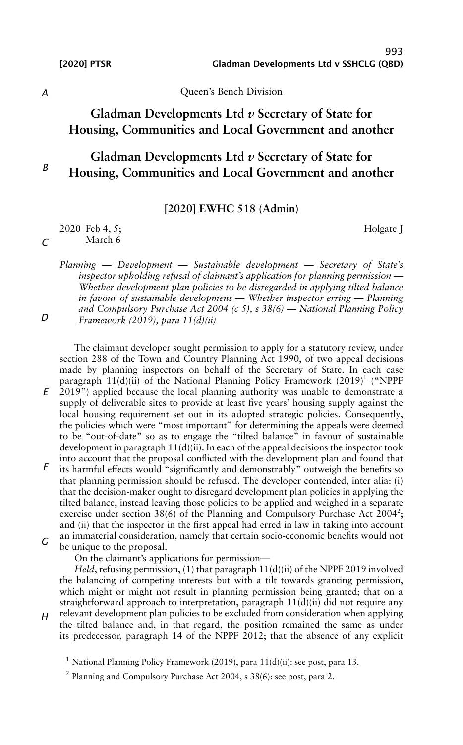Queen's Bench Division

# Gladman Developments Ltd *v* Secretary of State for Housing, Communities and Local Government and another

# Gladman Developments Ltd *v* Secretary of State for Housing, Communities and Local Government and another

## [2020] EWHC 518 (Admin)

2020 Feb 4, 5; March 6 — Holgate J

*Planning — Development — Sustainable development — Secretary of State's inspector upholding refusal of claimant's application for planning permission — Whether development plan policies to be disregarded in applying tilted balance in favour of sustainable development — Whether inspector erring — Planning and Compulsory Purchase Act 2004 (c 5), s 38(6) — National Planning Policy Framework (2019), para 11(d)(ii)*

The claimant developer sought permission to apply for a statutory review, under section 288 of the Town and Country Planning Act 1990, of two appeal decisions made by planning inspectors on behalf of the Secretary of State. In each case paragraph 11(d)(ii) of the National Planning Policy Framework (2019)[1] ("NPPF 2019") applied because the local planning authority was unable to demonstrate a supply of deliverable sites to provide at least five years' housing supply against the local housing requirement set out in its adopted strategic policies. Consequently, the policies which were "most important" for determining the appeals were deemed to be "out-of-date" so as to engage the "tilted balance" in favour of sustainable development in paragraph 11(d)(ii). In each of the appeal decisions the inspector took into account that the proposal conflicted with the development plan and found that its harmful effects would "significantly and demonstrably" outweigh the benefits so that planning permission should be refused. The developer contended, inter alia: (i) that the decision-maker ought to disregard development plan policies in applying the tilted balance, instead leaving those policies to be applied and weighed in a separate exercise under section 38(6) of the Planning and Compulsory Purchase Act 2004[2]; and (ii) that the inspector in the first appeal had erred in law in taking into account an immaterial consideration, namely that certain socio-economic benefits would not be unique to the proposal.

On the claimant's applications for permission—

*Held*, refusing permission, (1) that paragraph 11(d)(ii) of the NPPF 2019 involved the balancing of competing interests but with a tilt towards granting permission, which might or might not result in planning permission being granted; that on a straightforward approach to interpretation, paragraph 11(d)(ii) did not require any relevant development plan policies to be excluded from consideration when applying the tilted balance and, in that regard, the position remained the same as under its predecessor, paragraph 14 of the NPPF 2012; that the absence of any explicit

[1] National Planning Policy Framework (2019), para 11(d)(ii): see post, para 13.

[2] Planning and Compulsory Purchase Act 2004, s 38(6): see post, para 2.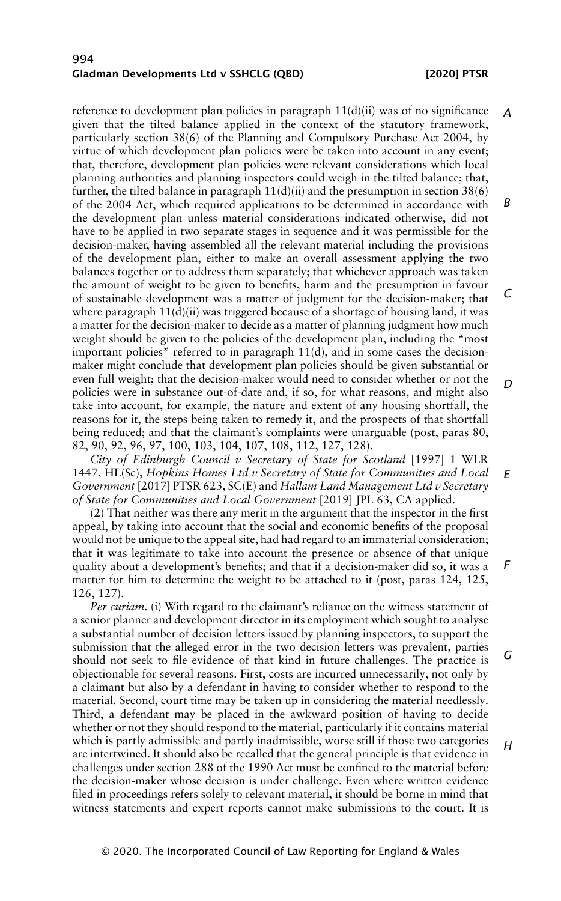reference to development plan policies in paragraph 11(d)(ii) was of no significance given that the tilted balance applied in the context of the statutory framework, particularly section 38(6) of the Planning and Compulsory Purchase Act 2004, by virtue of which development plan policies were be taken into account in any event; that, therefore, development plan policies were relevant considerations which local planning authorities and planning inspectors could weigh in the tilted balance; that, further, the tilted balance in paragraph 11(d)(ii) and the presumption in section 38(6) of the 2004 Act, which required applications to be determined in accordance with the development plan unless material considerations indicated otherwise, did not have to be applied in two separate stages in sequence and it was permissible for the decision-maker, having assembled all the relevant material including the provisions of the development plan, either to make an overall assessment applying the two balances together or to address them separately; that whichever approach was taken the amount of weight to be given to benefits, harm and the presumption in favour of sustainable development was a matter of judgment for the decision-maker; that where paragraph 11(d)(ii) was triggered because of a shortage of housing land, it was a matter for the decision-maker to decide as a matter of planning judgment how much weight should be given to the policies of the development plan, including the "most important policies" referred to in paragraph 11(d), and in some cases the decision-maker might conclude that development plan policies should be given substantial or even full weight; that the decision-maker would need to consider whether or not the policies were in substance out-of-date and, if so, for what reasons, and might also take into account, for example, the nature and extent of any housing shortfall, the reasons for it, the steps being taken to remedy it, and the prospects of that shortfall being reduced; and that the claimant's complaints were unarguable (post, paras 80, 82, 90, 92, 96, 97, 100, 103, 104, 107, 108, 112, 127, 128).

*City of Edinburgh Council v Secretary of State for Scotland* [1997] 1 WLR 1447, HL(Sc), *Hopkins Homes Ltd v Secretary of State for Communities and Local Government* [2017] PTSR 623, SC(E) and *Hallam Land Management Ltd v Secretary of State for Communities and Local Government* [2019] JPL 63, CA applied.

(2) That neither was there any merit in the argument that the inspector in the first appeal, by taking into account that the social and economic benefits of the proposal would not be unique to the appeal site, had had regard to an immaterial consideration; that it was legitimate to take into account the presence or absence of that unique quality about a development's benefits; and that if a decision-maker did so, it was a matter for him to determine the weight to be attached to it (post, paras 124, 125, 126, 127).

*Per curiam*. (i) With regard to the claimant's reliance on the witness statement of a senior planner and development director in its employment which sought to analyse a substantial number of decision letters issued by planning inspectors, to support the submission that the alleged error in the two decision letters was prevalent, parties should not seek to file evidence of that kind in future challenges. The practice is objectionable for several reasons. First, costs are incurred unnecessarily, not only by a claimant but also by a defendant in having to consider whether to respond to the material. Second, court time may be taken up in considering the material needlessly. Third, a defendant may be placed in the awkward position of having to decide whether or not they should respond to the material, particularly if it contains material which is partly admissible and partly inadmissible, worse still if those two categories are intertwined. It should also be recalled that the general principle is that evidence in challenges under section 288 of the 1990 Act must be confined to the material before the decision-maker whose decision is under challenge. Even where written evidence filed in proceedings refers solely to relevant material, it should be borne in mind that witness statements and expert reports cannot make submissions to the court. It is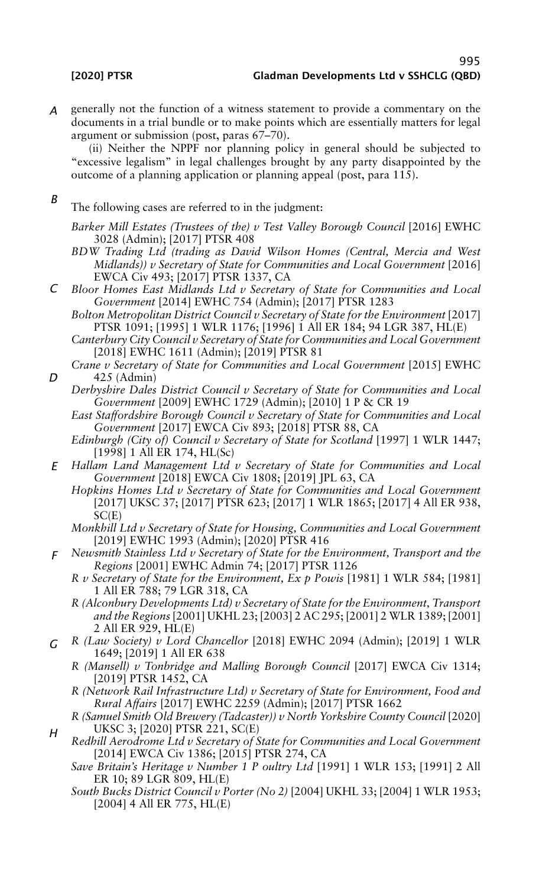generally not the function of a witness statement to provide a commentary on the documents in a trial bundle or to make points which are essentially matters for legal argument or submission (post, paras 67–70).

(ii) Neither the NPPF nor planning policy in general should be subjected to "excessive legalism" in legal challenges brought by any party disappointed by the outcome of a planning application or planning appeal (post, para 115).

The following cases are referred to in the judgment:

*Barker Mill Estates (Trustees of the) v Test Valley Borough Council* [2016] EWHC 3028 (Admin); [2017] PTSR 408

*BDW Trading Ltd (trading as David Wilson Homes (Central, Mercia and West Midlands)) v Secretary of State for Communities and Local Government* [2016] EWCA Civ 493; [2017] PTSR 1337, CA

*Bloor Homes East Midlands Ltd v Secretary of State for Communities and Local Government* [2014] EWHC 754 (Admin); [2017] PTSR 1283

*Bolton Metropolitan District Council v Secretary of State for the Environment* [2017] PTSR 1091; [1995] 1 WLR 1176; [1996] 1 All ER 184; 94 LGR 387, HL(E)

*Canterbury City Council v Secretary of State for Communities and Local Government* [2018] EWHC 1611 (Admin); [2019] PTSR 81

*Crane v Secretary of State for Communities and Local Government* [2015] EWHC 425 (Admin)

*Derbyshire Dales District Council v Secretary of State for Communities and Local Government* [2009] EWHC 1729 (Admin); [2010] 1 P & CR 19

*East Staffordshire Borough Council v Secretary of State for Communities and Local Government* [2017] EWCA Civ 893; [2018] PTSR 88, CA

*Edinburgh (City of) Council v Secretary of State for Scotland* [1997] 1 WLR 1447; [1998] 1 All ER 174, HL(Sc)

*Hallam Land Management Ltd v Secretary of State for Communities and Local Government* [2018] EWCA Civ 1808; [2019] JPL 63, CA

*Hopkins Homes Ltd v Secretary of State for Communities and Local Government* [2017] UKSC 37; [2017] PTSR 623; [2017] 1 WLR 1865; [2017] 4 All ER 938, SC(E)

*Monkhill Ltd v Secretary of State for Housing, Communities and Local Government* [2019] EWHC 1993 (Admin); [2020] PTSR 416

*Newsmith Stainless Ltd v Secretary of State for the Environment, Transport and the Regions* [2001] EWHC Admin 74; [2017] PTSR 1126

*R v Secretary of State for the Environment, Ex p Powis* [1981] 1 WLR 584; [1981] 1 All ER 788; 79 LGR 318, CA

*R (Alconbury Developments Ltd) v Secretary of State for the Environment, Transport and the Regions* [2001] UKHL 23; [2003] 2 AC 295; [2001] 2 WLR 1389; [2001] 2 All ER 929, HL(E)

*R (Law Society) v Lord Chancellor* [2018] EWHC 2094 (Admin); [2019] 1 WLR 1649; [2019] 1 All ER 638

*R (Mansell) v Tonbridge and Malling Borough Council* [2017] EWCA Civ 1314; [2019] PTSR 1452, CA

*R (Network Rail Infrastructure Ltd) v Secretary of State for Environment, Food and Rural Affairs* [2017] EWHC 2259 (Admin); [2017] PTSR 1662

*R (Samuel Smith Old Brewery (Tadcaster)) v North Yorkshire County Council* [2020] UKSC 3; [2020] PTSR 221, SC(E)

*Redhill Aerodrome Ltd v Secretary of State for Communities and Local Government* [2014] EWCA Civ 1386; [2015] PTSR 274, CA

*Save Britain's Heritage v Number 1 Poultry Ltd* [1991] 1 WLR 153; [1991] 2 All ER 10; 89 LGR 809, HL(E)

*South Bucks District Council v Porter (No 2)* [2004] UKHL 33; [2004] 1 WLR 1953; [2004] 4 All ER 775, HL(E)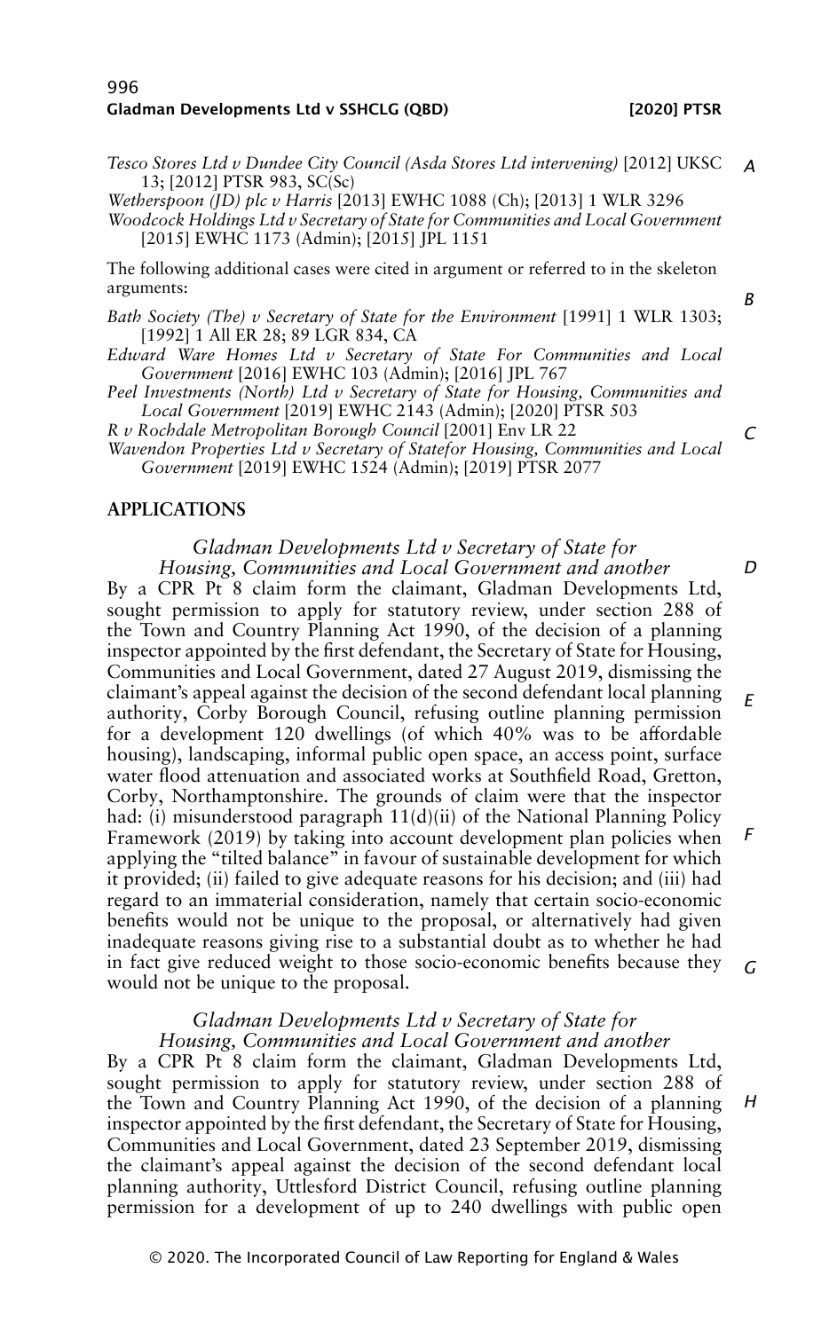*Tesco Stores Ltd v Dundee City Council (Asda Stores Ltd intervening)* [2012] UKSC 13; [2012] PTSR 983, SC(Sc)

*Wetherspoon (JD) plc v Harris* [2013] EWHC 1088 (Ch); [2013] 1 WLR 3296

*Woodcock Holdings Ltd v Secretary of State for Communities and Local Government* [2015] EWHC 1173 (Admin); [2015] JPL 1151

The following additional cases were cited in argument or referred to in the skeleton arguments:

*Bath Society (The) v Secretary of State for the Environment* [1991] 1 WLR 1303; [1992] 1 All ER 28; 89 LGR 834, CA

*Edward Ware Homes Ltd v Secretary of State For Communities and Local Government* [2016] EWHC 103 (Admin); [2016] JPL 767

*Peel Investments (North) Ltd v Secretary of State for Housing, Communities and Local Government* [2019] EWHC 2143 (Admin); [2020] PTSR 503

*R v Rochdale Metropolitan Borough Council* [2001] Env LR 22

*Wavendon Properties Ltd v Secretary of Statefor Housing, Communities and Local Government* [2019] EWHC 1524 (Admin); [2019] PTSR 2077

## APPLICATIONS

*Gladman Developments Ltd v Secretary of State for Housing, Communities and Local Government and another*

By a CPR Pt 8 claim form the claimant, Gladman Developments Ltd, sought permission to apply for statutory review, under section 288 of the Town and Country Planning Act 1990, of the decision of a planning inspector appointed by the first defendant, the Secretary of State for Housing, Communities and Local Government, dated 27 August 2019, dismissing the claimant's appeal against the decision of the second defendant local planning authority, Corby Borough Council, refusing outline planning permission for a development 120 dwellings (of which 40% was to be affordable housing), landscaping, informal public open space, an access point, surface water flood attenuation and associated works at Southfield Road, Gretton, Corby, Northamptonshire. The grounds of claim were that the inspector had: (i) misunderstood paragraph 11(d)(ii) of the National Planning Policy Framework (2019) by taking into account development plan policies when applying the "tilted balance" in favour of sustainable development for which it provided; (ii) failed to give adequate reasons for his decision; and (iii) had regard to an immaterial consideration, namely that certain socio-economic benefits would not be unique to the proposal, or alternatively had given inadequate reasons giving rise to a substantial doubt as to whether he had in fact give reduced weight to those socio-economic benefits because they would not be unique to the proposal.

*Gladman Developments Ltd v Secretary of State for Housing, Communities and Local Government and another*

By a CPR Pt 8 claim form the claimant, Gladman Developments Ltd, sought permission to apply for statutory review, under section 288 of the Town and Country Planning Act 1990, of the decision of a planning inspector appointed by the first defendant, the Secretary of State for Housing, Communities and Local Government, dated 23 September 2019, dismissing the claimant's appeal against the decision of the second defendant local planning authority, Uttlesford District Council, refusing outline planning permission for a development of up to 240 dwellings with public open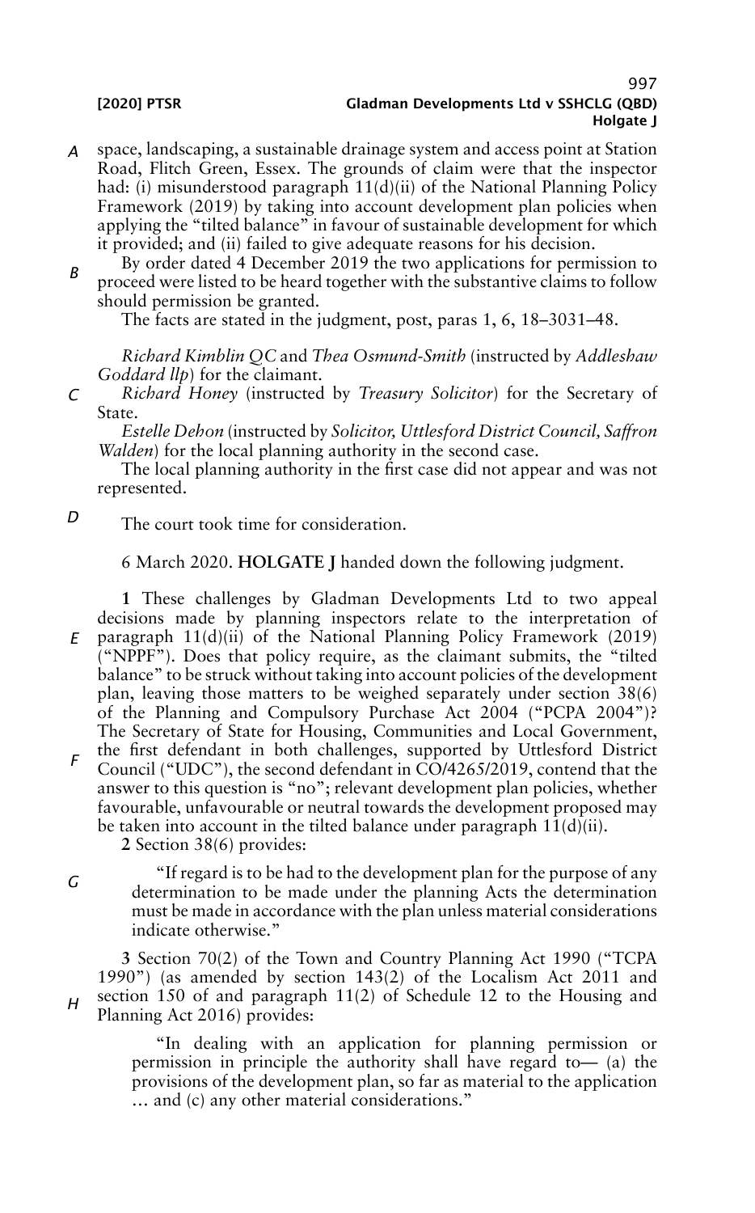space, landscaping, a sustainable drainage system and access point at Station Road, Flitch Green, Essex. The grounds of claim were that the inspector had: (i) misunderstood paragraph 11(d)(ii) of the National Planning Policy Framework (2019) by taking into account development plan policies when applying the "tilted balance" in favour of sustainable development for which it provided; and (ii) failed to give adequate reasons for his decision.

By order dated 4 December 2019 the two applications for permission to proceed were listed to be heard together with the substantive claims to follow should permission be granted.

The facts are stated in the judgment, post, paras 1, 6, 18–3031–48.

*Richard Kimblin QC* and *Thea Osmund-Smith* (instructed by *Addleshaw Goddard llp*) for the claimant.

*Richard Honey* (instructed by *Treasury Solicitor*) for the Secretary of State.

*Estelle Dehon* (instructed by *Solicitor, Uttlesford District Council, Saffron Walden*) for the local planning authority in the second case.

The local planning authority in the first case did not appear and was not represented.

The court took time for consideration.

6 March 2020. **HOLGATE J** handed down the following judgment.

**1** These challenges by Gladman Developments Ltd to two appeal decisions made by planning inspectors relate to the interpretation of paragraph 11(d)(ii) of the National Planning Policy Framework (2019) ("NPPF"). Does that policy require, as the claimant submits, the "tilted balance" to be struck without taking into account policies of the development plan, leaving those matters to be weighed separately under section 38(6) of the Planning and Compulsory Purchase Act 2004 ("PCPA 2004")? The Secretary of State for Housing, Communities and Local Government, the first defendant in both challenges, supported by Uttlesford District Council ("UDC"), the second defendant in CO/4265/2019, contend that the answer to this question is "no"; relevant development plan policies, whether favourable, unfavourable or neutral towards the development proposed may be taken into account in the tilted balance under paragraph 11(d)(ii).

**2** Section 38(6) provides:

> "If regard is to be had to the development plan for the purpose of any determination to be made under the planning Acts the determination must be made in accordance with the plan unless material considerations indicate otherwise."

**3** Section 70(2) of the Town and Country Planning Act 1990 ("TCPA 1990") (as amended by section 143(2) of the Localism Act 2011 and section 150 of and paragraph 11(2) of Schedule 12 to the Housing and Planning Act 2016) provides:

> "In dealing with an application for planning permission or permission in principle the authority shall have regard to— (a) the provisions of the development plan, so far as material to the application … and (c) any other material considerations."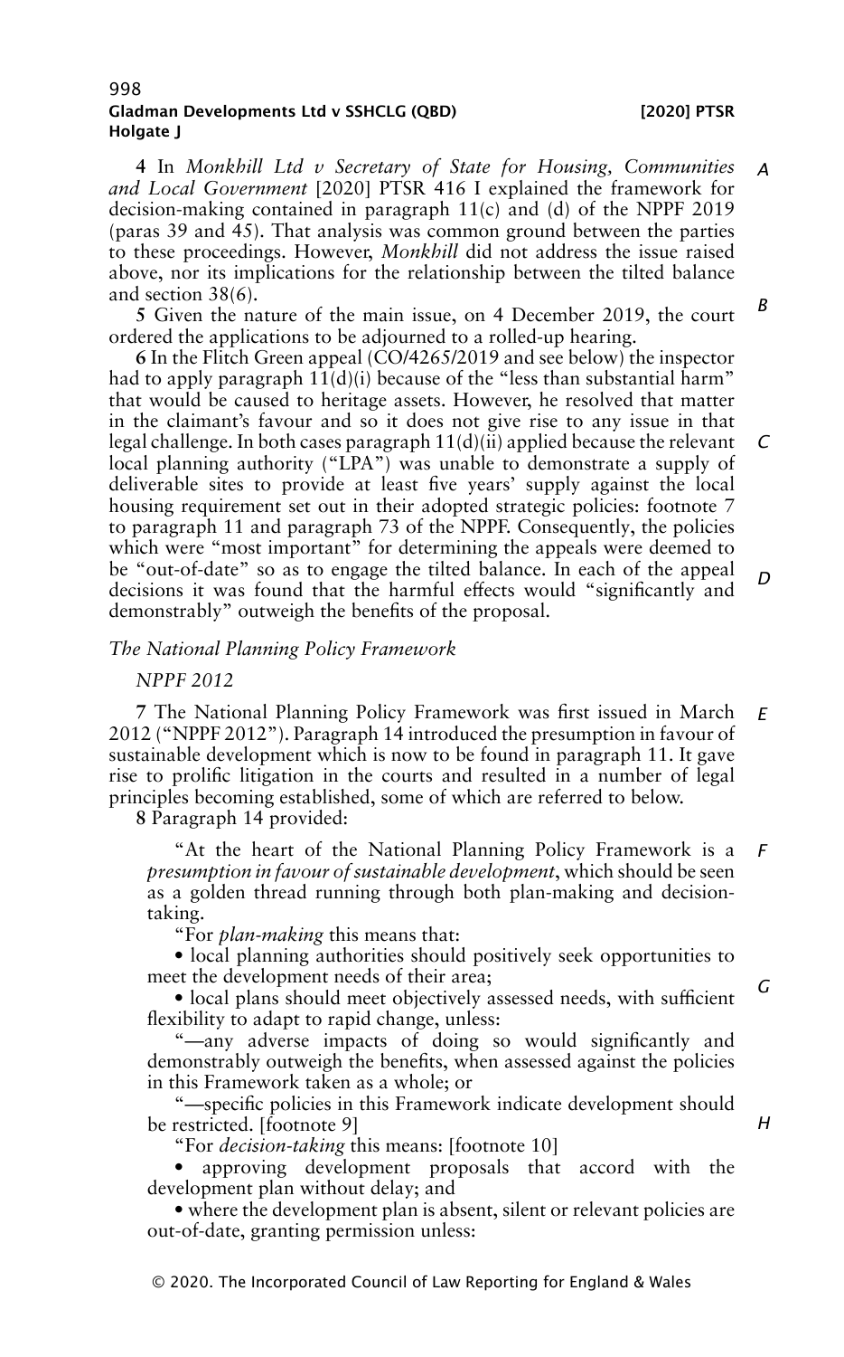**4** In *Monkhill Ltd v Secretary of State for Housing, Communities and Local Government* [2020] PTSR 416 I explained the framework for decision-making contained in paragraph 11(c) and (d) of the NPPF 2019 (paras 39 and 45). That analysis was common ground between the parties to these proceedings. However, *Monkhill* did not address the issue raised above, nor its implications for the relationship between the tilted balance and section 38(6).

**5** Given the nature of the main issue, on 4 December 2019, the court ordered the applications to be adjourned to a rolled-up hearing.

**6** In the Flitch Green appeal (CO/4265/2019 and see below) the inspector had to apply paragraph 11(d)(i) because of the "less than substantial harm" that would be caused to heritage assets. However, he resolved that matter in the claimant's favour and so it does not give rise to any issue in that legal challenge. In both cases paragraph 11(d)(ii) applied because the relevant local planning authority ("LPA") was unable to demonstrate a supply of deliverable sites to provide at least five years' supply against the local housing requirement set out in their adopted strategic policies: footnote 7 to paragraph 11 and paragraph 73 of the NPPF. Consequently, the policies which were "most important" for determining the appeals were deemed to be "out-of-date" so as to engage the tilted balance. In each of the appeal decisions it was found that the harmful effects would "significantly and demonstrably" outweigh the benefits of the proposal.

*The National Planning Policy Framework*

*NPPF 2012*

**7** The National Planning Policy Framework was first issued in March 2012 ("NPPF 2012"). Paragraph 14 introduced the presumption in favour of sustainable development which is now to be found in paragraph 11. It gave rise to prolific litigation in the courts and resulted in a number of legal principles becoming established, some of which are referred to below.

**8** Paragraph 14 provided:

> "At the heart of the National Planning Policy Framework is a *presumption in favour of sustainable development*, which should be seen as a golden thread running through both plan-making and decision-taking.
>
> "For *plan-making* this means that:
>
> • local planning authorities should positively seek opportunities to meet the development needs of their area;
>
> • local plans should meet objectively assessed needs, with sufficient flexibility to adapt to rapid change, unless:
>
> "—any adverse impacts of doing so would significantly and demonstrably outweigh the benefits, when assessed against the policies in this Framework taken as a whole; or
>
> "—specific policies in this Framework indicate development should be restricted. [footnote 9]
>
> "For *decision-taking* this means: [footnote 10]
>
> • approving development proposals that accord with the development plan without delay; and
>
> • where the development plan is absent, silent or relevant policies are out-of-date, granting permission unless: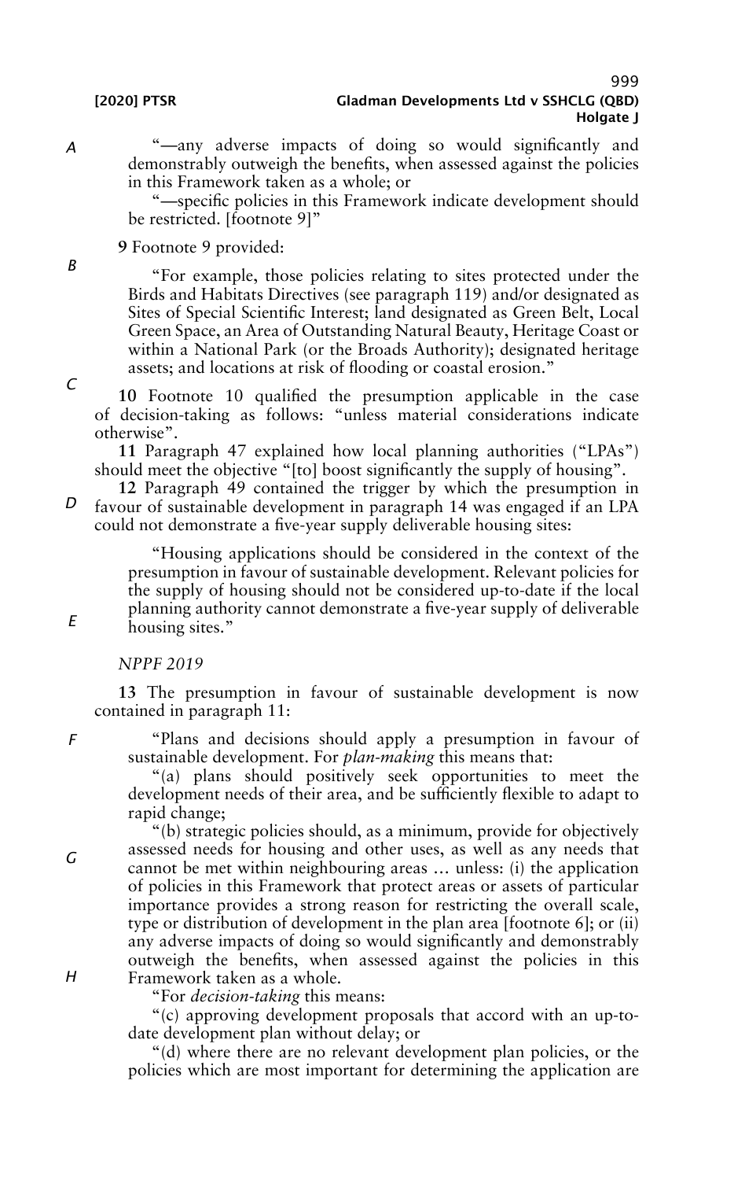"—any adverse impacts of doing so would significantly and demonstrably outweigh the benefits, when assessed against the policies in this Framework taken as a whole; or

"—specific policies in this Framework indicate development should be restricted. [footnote 9]"

**9** Footnote 9 provided:

> "For example, those policies relating to sites protected under the Birds and Habitats Directives (see paragraph 119) and/or designated as Sites of Special Scientific Interest; land designated as Green Belt, Local Green Space, an Area of Outstanding Natural Beauty, Heritage Coast or within a National Park (or the Broads Authority); designated heritage assets; and locations at risk of flooding or coastal erosion."

**10** Footnote 10 qualified the presumption applicable in the case of decision-taking as follows: "unless material considerations indicate otherwise".

**11** Paragraph 47 explained how local planning authorities ("LPAs") should meet the objective "[to] boost significantly the supply of housing".

**12** Paragraph 49 contained the trigger by which the presumption in favour of sustainable development in paragraph 14 was engaged if an LPA could not demonstrate a five-year supply deliverable housing sites:

> "Housing applications should be considered in the context of the presumption in favour of sustainable development. Relevant policies for the supply of housing should not be considered up-to-date if the local planning authority cannot demonstrate a five-year supply of deliverable housing sites."

*NPPF 2019*

**13** The presumption in favour of sustainable development is now contained in paragraph 11:

> "Plans and decisions should apply a presumption in favour of sustainable development. For *plan-making* this means that:
>
> "(a) plans should positively seek opportunities to meet the development needs of their area, and be sufficiently flexible to adapt to rapid change;
>
> "(b) strategic policies should, as a minimum, provide for objectively assessed needs for housing and other uses, as well as any needs that cannot be met within neighbouring areas … unless: (i) the application of policies in this Framework that protect areas or assets of particular importance provides a strong reason for restricting the overall scale, type or distribution of development in the plan area [footnote 6]; or (ii) any adverse impacts of doing so would significantly and demonstrably outweigh the benefits, when assessed against the policies in this Framework taken as a whole.
>
> "For *decision-taking* this means:
>
> "(c) approving development proposals that accord with an up-to-date development plan without delay; or
>
> "(d) where there are no relevant development plan policies, or the policies which are most important for determining the application are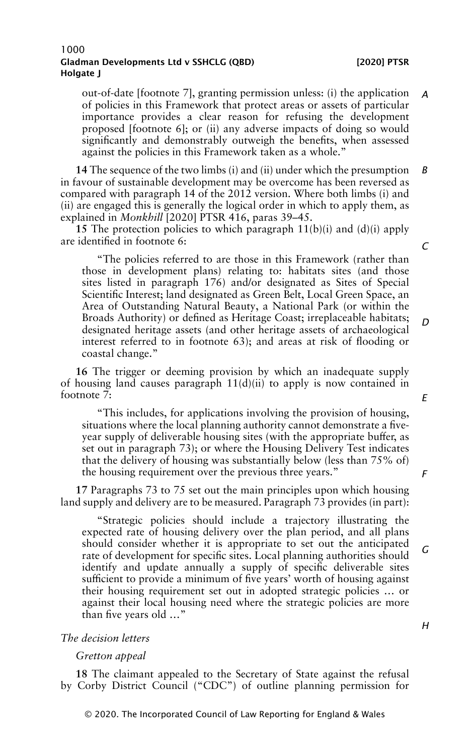out-of-date [footnote 7], granting permission unless: (i) the application of policies in this Framework that protect areas or assets of particular importance provides a clear reason for refusing the development proposed [footnote 6]; or (ii) any adverse impacts of doing so would significantly and demonstrably outweigh the benefits, when assessed against the policies in this Framework taken as a whole."

**14** The sequence of the two limbs (i) and (ii) under which the presumption in favour of sustainable development may be overcome has been reversed as compared with paragraph 14 of the 2012 version. Where both limbs (i) and (ii) are engaged this is generally the logical order in which to apply them, as explained in *Monkhill* [2020] PTSR 416, paras 39–45.

**15** The protection policies to which paragraph 11(b)(i) and (d)(i) apply are identified in footnote 6:

> "The policies referred to are those in this Framework (rather than those in development plans) relating to: habitats sites (and those sites listed in paragraph 176) and/or designated as Sites of Special Scientific Interest; land designated as Green Belt, Local Green Space, an Area of Outstanding Natural Beauty, a National Park (or within the Broads Authority) or defined as Heritage Coast; irreplaceable habitats; designated heritage assets (and other heritage assets of archaeological interest referred to in footnote 63); and areas at risk of flooding or coastal change."

**16** The trigger or deeming provision by which an inadequate supply of housing land causes paragraph 11(d)(ii) to apply is now contained in footnote 7:

> "This includes, for applications involving the provision of housing, situations where the local planning authority cannot demonstrate a five-year supply of deliverable housing sites (with the appropriate buffer, as set out in paragraph 73); or where the Housing Delivery Test indicates that the delivery of housing was substantially below (less than 75% of) the housing requirement over the previous three years."

**17** Paragraphs 73 to 75 set out the main principles upon which housing land supply and delivery are to be measured. Paragraph 73 provides (in part):

> "Strategic policies should include a trajectory illustrating the expected rate of housing delivery over the plan period, and all plans should consider whether it is appropriate to set out the anticipated rate of development for specific sites. Local planning authorities should identify and update annually a supply of specific deliverable sites sufficient to provide a minimum of five years' worth of housing against their housing requirement set out in adopted strategic policies … or against their local housing need where the strategic policies are more than five years old …"

### *The decision letters*

#### *Gretton appeal*

**18** The claimant appealed to the Secretary of State against the refusal by Corby District Council ("CDC") of outline planning permission for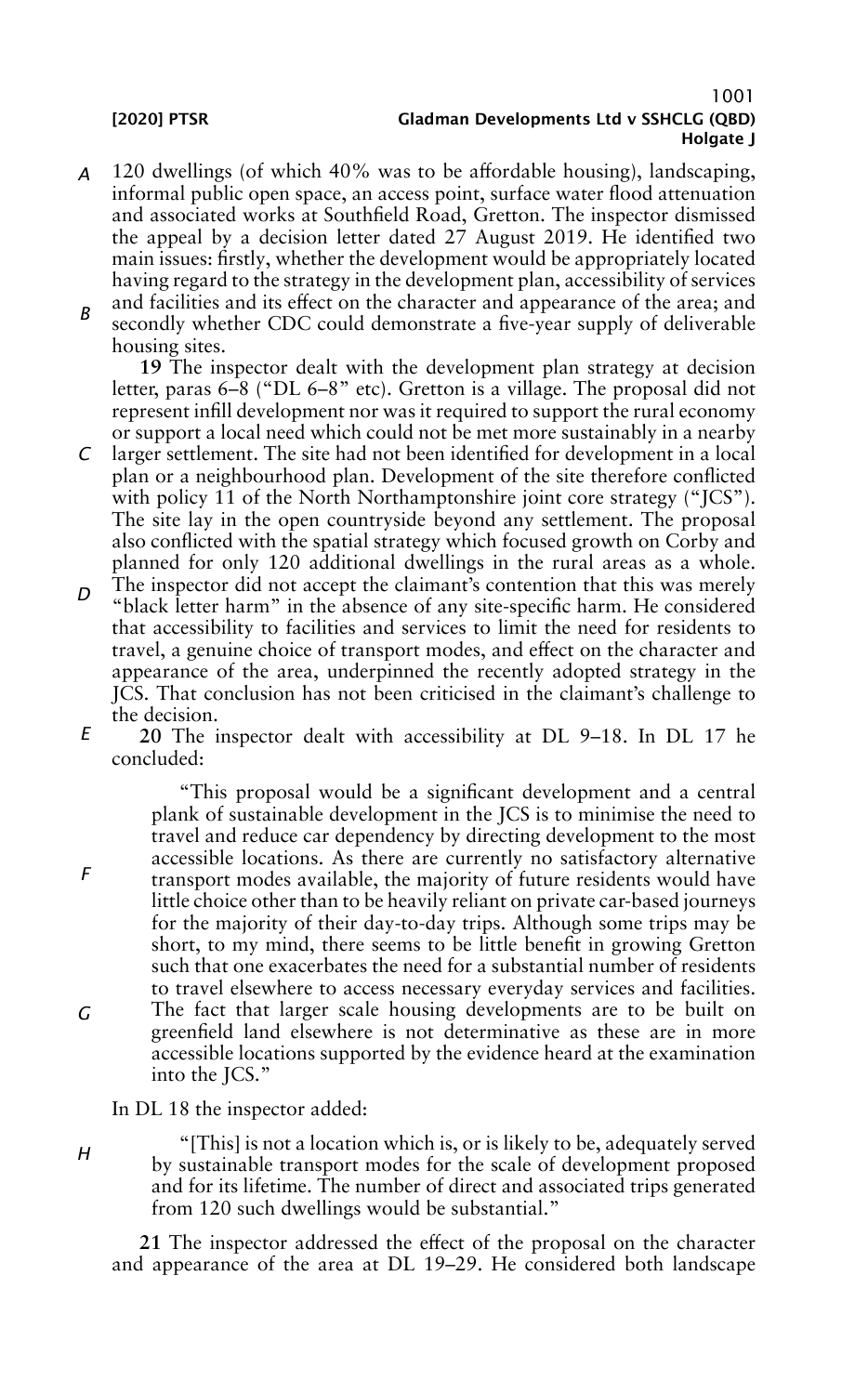120 dwellings (of which 40% was to be affordable housing), landscaping, informal public open space, an access point, surface water flood attenuation and associated works at Southfield Road, Gretton. The inspector dismissed the appeal by a decision letter dated 27 August 2019. He identified two main issues: firstly, whether the development would be appropriately located having regard to the strategy in the development plan, accessibility of services and facilities and its effect on the character and appearance of the area; and secondly whether CDC could demonstrate a five-year supply of deliverable housing sites.

**19** The inspector dealt with the development plan strategy at decision letter, paras 6–8 ("DL 6–8" etc). Gretton is a village. The proposal did not represent infill development nor was it required to support the rural economy or support a local need which could not be met more sustainably in a nearby larger settlement. The site had not been identified for development in a local plan or a neighbourhood plan. Development of the site therefore conflicted with policy 11 of the North Northamptonshire joint core strategy ("JCS"). The site lay in the open countryside beyond any settlement. The proposal also conflicted with the spatial strategy which focused growth on Corby and planned for only 120 additional dwellings in the rural areas as a whole. The inspector did not accept the claimant's contention that this was merely "black letter harm" in the absence of any site-specific harm. He considered that accessibility to facilities and services to limit the need for residents to travel, a genuine choice of transport modes, and effect on the character and appearance of the area, underpinned the recently adopted strategy in the JCS. That conclusion has not been criticised in the claimant's challenge to the decision.

**20** The inspector dealt with accessibility at DL 9–18. In DL 17 he concluded:

> "This proposal would be a significant development and a central plank of sustainable development in the JCS is to minimise the need to travel and reduce car dependency by directing development to the most accessible locations. As there are currently no satisfactory alternative transport modes available, the majority of future residents would have little choice other than to be heavily reliant on private car-based journeys for the majority of their day-to-day trips. Although some trips may be short, to my mind, there seems to be little benefit in growing Gretton such that one exacerbates the need for a substantial number of residents to travel elsewhere to access necessary everyday services and facilities. The fact that larger scale housing developments are to be built on greenfield land elsewhere is not determinative as these are in more accessible locations supported by the evidence heard at the examination into the JCS."

In DL 18 the inspector added:

> "[This] is not a location which is, or is likely to be, adequately served by sustainable transport modes for the scale of development proposed and for its lifetime. The number of direct and associated trips generated from 120 such dwellings would be substantial."

**21** The inspector addressed the effect of the proposal on the character and appearance of the area at DL 19–29. He considered both landscape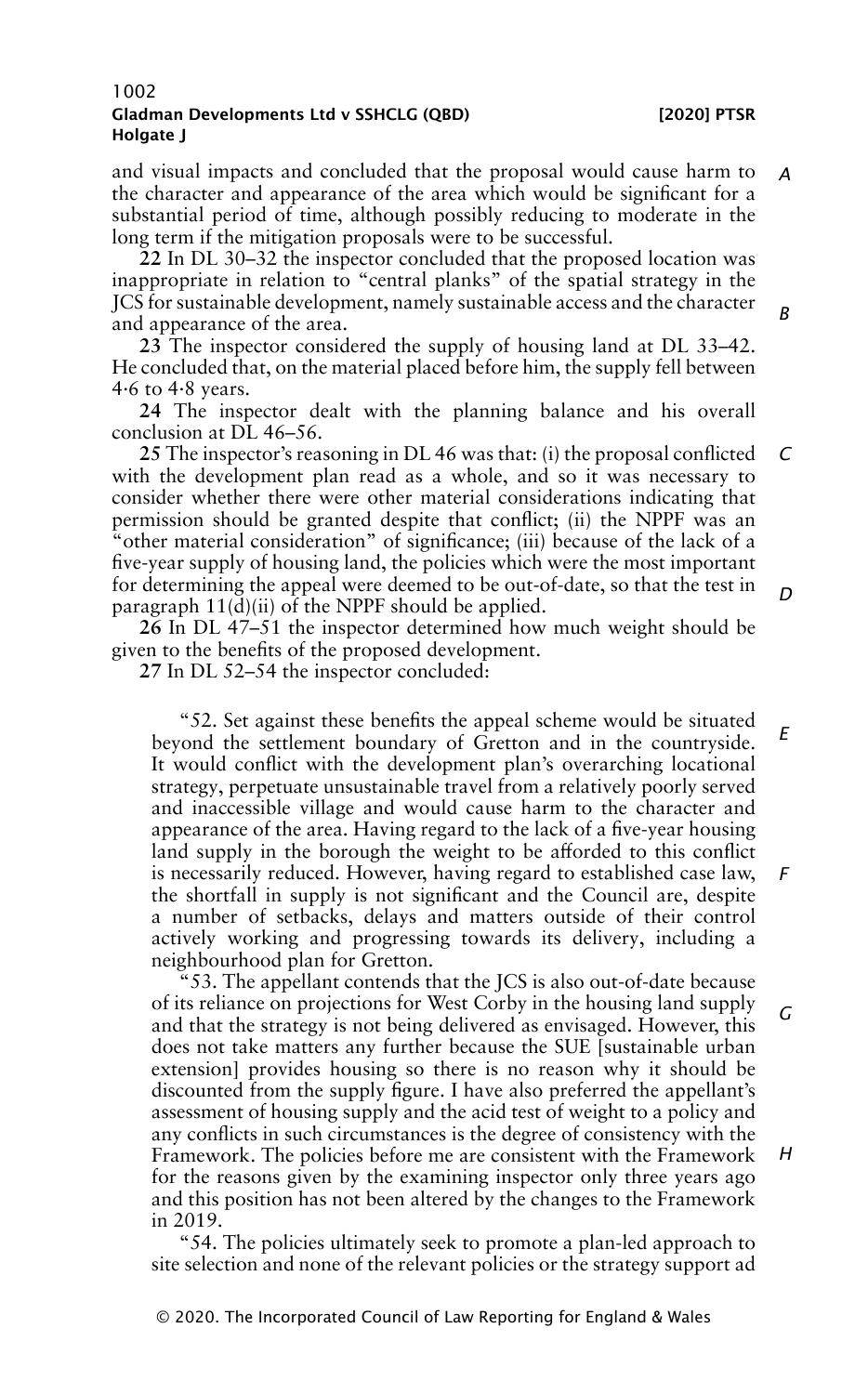and visual impacts and concluded that the proposal would cause harm to the character and appearance of the area which would be significant for a substantial period of time, although possibly reducing to moderate in the long term if the mitigation proposals were to be successful.

**22** In DL 30–32 the inspector concluded that the proposed location was inappropriate in relation to "central planks" of the spatial strategy in the JCS for sustainable development, namely sustainable access and the character and appearance of the area.

**23** The inspector considered the supply of housing land at DL 33–42. He concluded that, on the material placed before him, the supply fell between 4·6 to 4·8 years.

**24** The inspector dealt with the planning balance and his overall conclusion at DL 46–56.

**25** The inspector's reasoning in DL 46 was that: (i) the proposal conflicted with the development plan read as a whole, and so it was necessary to consider whether there were other material considerations indicating that permission should be granted despite that conflict; (ii) the NPPF was an "other material consideration" of significance; (iii) because of the lack of a five-year supply of housing land, the policies which were the most important for determining the appeal were deemed to be out-of-date, so that the test in paragraph 11(d)(ii) of the NPPF should be applied.

**26** In DL 47–51 the inspector determined how much weight should be given to the benefits of the proposed development.

**27** In DL 52–54 the inspector concluded:

> "52. Set against these benefits the appeal scheme would be situated beyond the settlement boundary of Gretton and in the countryside. It would conflict with the development plan's overarching locational strategy, perpetuate unsustainable travel from a relatively poorly served and inaccessible village and would cause harm to the character and appearance of the area. Having regard to the lack of a five-year housing land supply in the borough the weight to be afforded to this conflict is necessarily reduced. However, having regard to established case law, the shortfall in supply is not significant and the Council are, despite a number of setbacks, delays and matters outside of their control actively working and progressing towards its delivery, including a neighbourhood plan for Gretton.
>
> "53. The appellant contends that the JCS is also out-of-date because of its reliance on projections for West Corby in the housing land supply and that the strategy is not being delivered as envisaged. However, this does not take matters any further because the SUE [sustainable urban extension] provides housing so there is no reason why it should be discounted from the supply figure. I have also preferred the appellant's assessment of housing supply and the acid test of weight to a policy and any conflicts in such circumstances is the degree of consistency with the Framework. The policies before me are consistent with the Framework for the reasons given by the examining inspector only three years ago and this position has not been altered by the changes to the Framework in 2019.
>
> "54. The policies ultimately seek to promote a plan-led approach to site selection and none of the relevant policies or the strategy support ad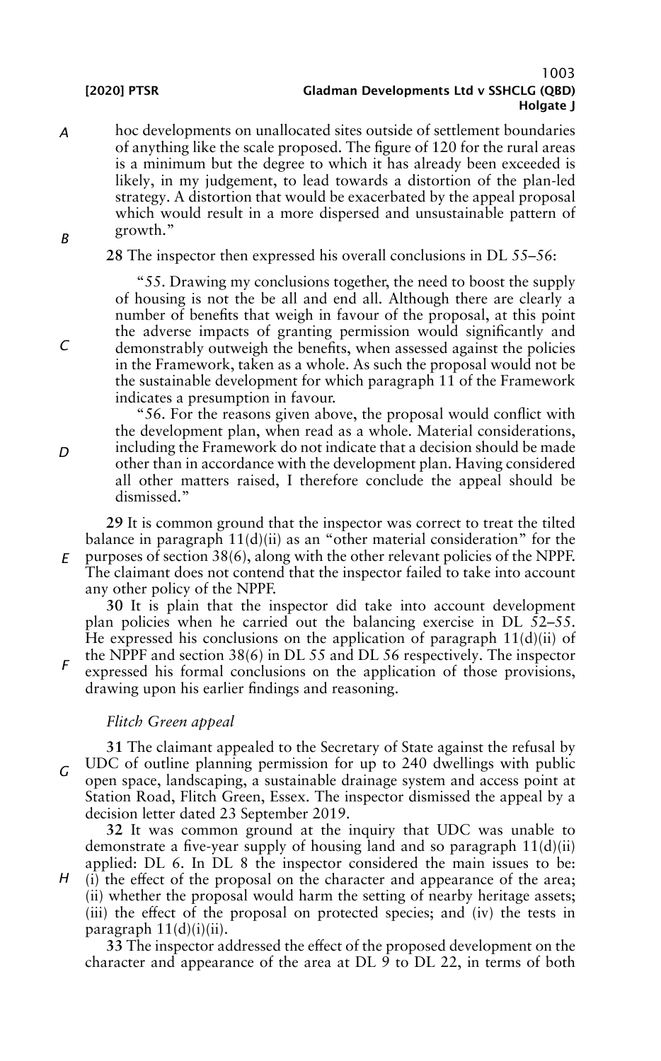hoc developments on unallocated sites outside of settlement boundaries of anything like the scale proposed. The figure of 120 for the rural areas is a minimum but the degree to which it has already been exceeded is likely, in my judgement, to lead towards a distortion of the plan-led strategy. A distortion that would be exacerbated by the appeal proposal which would result in a more dispersed and unsustainable pattern of growth."

**28** The inspector then expressed his overall conclusions in DL 55–56:

> "55. Drawing my conclusions together, the need to boost the supply of housing is not the be all and end all. Although there are clearly a number of benefits that weigh in favour of the proposal, at this point the adverse impacts of granting permission would significantly and demonstrably outweigh the benefits, when assessed against the policies in the Framework, taken as a whole. As such the proposal would not be the sustainable development for which paragraph 11 of the Framework indicates a presumption in favour.
>
> "56. For the reasons given above, the proposal would conflict with the development plan, when read as a whole. Material considerations, including the Framework do not indicate that a decision should be made other than in accordance with the development plan. Having considered all other matters raised, I therefore conclude the appeal should be dismissed."

**29** It is common ground that the inspector was correct to treat the tilted balance in paragraph 11(d)(ii) as an "other material consideration" for the purposes of section 38(6), along with the other relevant policies of the NPPF. The claimant does not contend that the inspector failed to take into account any other policy of the NPPF.

**30** It is plain that the inspector did take into account development plan policies when he carried out the balancing exercise in DL 52–55. He expressed his conclusions on the application of paragraph 11(d)(ii) of the NPPF and section 38(6) in DL 55 and DL 56 respectively. The inspector expressed his formal conclusions on the application of those provisions, drawing upon his earlier findings and reasoning.

*Flitch Green appeal*

**31** The claimant appealed to the Secretary of State against the refusal by UDC of outline planning permission for up to 240 dwellings with public open space, landscaping, a sustainable drainage system and access point at Station Road, Flitch Green, Essex. The inspector dismissed the appeal by a decision letter dated 23 September 2019.

**32** It was common ground at the inquiry that UDC was unable to demonstrate a five-year supply of housing land and so paragraph 11(d)(ii) applied: DL 6. In DL 8 the inspector considered the main issues to be: (i) the effect of the proposal on the character and appearance of the area; (ii) whether the proposal would harm the setting of nearby heritage assets; (iii) the effect of the proposal on protected species; and (iv) the tests in paragraph 11(d)(i)(ii).

**33** The inspector addressed the effect of the proposed development on the character and appearance of the area at DL 9 to DL 22, in terms of both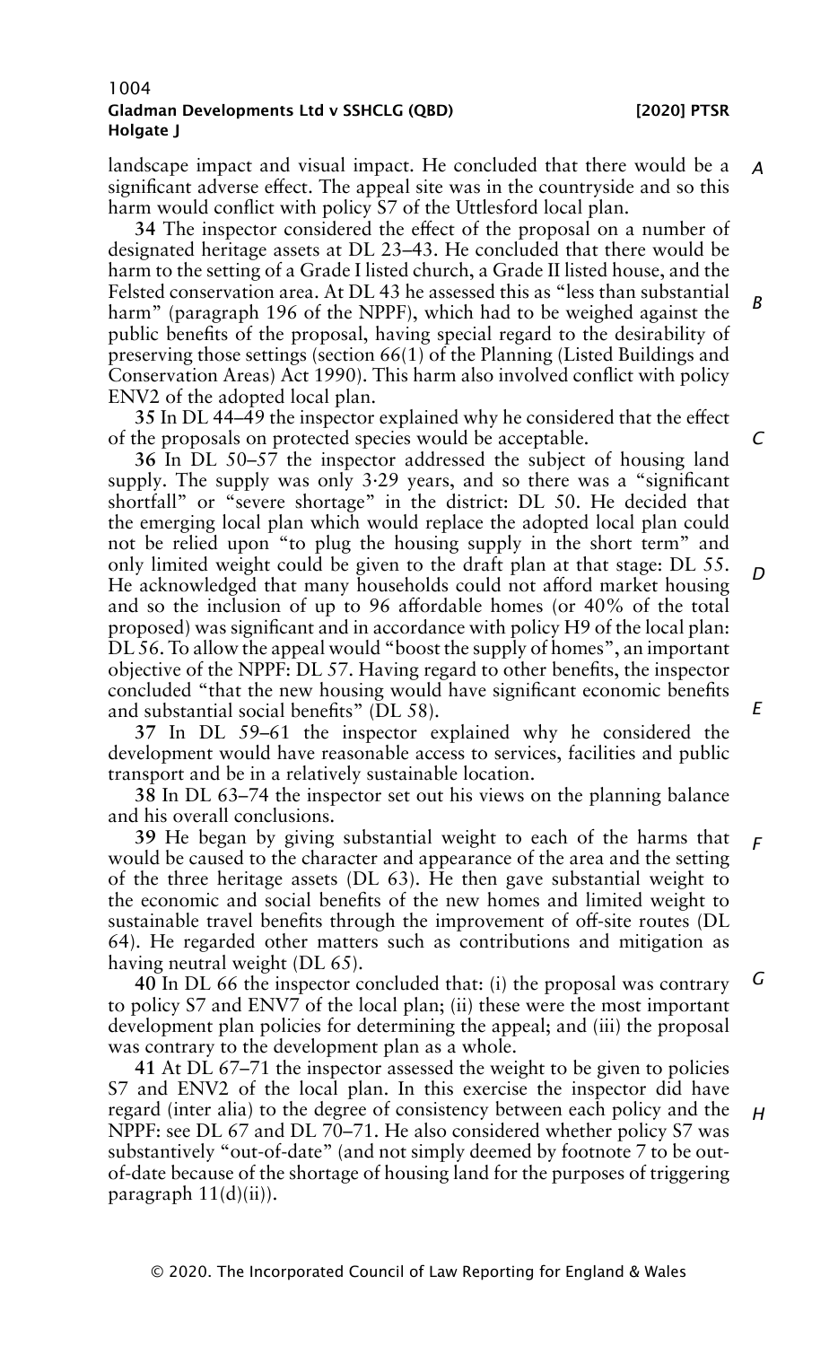landscape impact and visual impact. He concluded that there would be a significant adverse effect. The appeal site was in the countryside and so this harm would conflict with policy S7 of the Uttlesford local plan.

**34** The inspector considered the effect of the proposal on a number of designated heritage assets at DL 23–43. He concluded that there would be harm to the setting of a Grade I listed church, a Grade II listed house, and the Felsted conservation area. At DL 43 he assessed this as "less than substantial harm" (paragraph 196 of the NPPF), which had to be weighed against the public benefits of the proposal, having special regard to the desirability of preserving those settings (section 66(1) of the Planning (Listed Buildings and Conservation Areas) Act 1990). This harm also involved conflict with policy ENV2 of the adopted local plan.

**35** In DL 44–49 the inspector explained why he considered that the effect of the proposals on protected species would be acceptable.

**36** In DL 50–57 the inspector addressed the subject of housing land supply. The supply was only 3·29 years, and so there was a "significant shortfall" or "severe shortage" in the district: DL 50. He decided that the emerging local plan which would replace the adopted local plan could not be relied upon "to plug the housing supply in the short term" and only limited weight could be given to the draft plan at that stage: DL 55. He acknowledged that many households could not afford market housing and so the inclusion of up to 96 affordable homes (or 40% of the total proposed) was significant and in accordance with policy H9 of the local plan: DL 56. To allow the appeal would "boost the supply of homes", an important objective of the NPPF: DL 57. Having regard to other benefits, the inspector concluded "that the new housing would have significant economic benefits and substantial social benefits" (DL 58).

**37** In DL 59–61 the inspector explained why he considered the development would have reasonable access to services, facilities and public transport and be in a relatively sustainable location.

**38** In DL 63–74 the inspector set out his views on the planning balance and his overall conclusions.

**39** He began by giving substantial weight to each of the harms that would be caused to the character and appearance of the area and the setting of the three heritage assets (DL 63). He then gave substantial weight to the economic and social benefits of the new homes and limited weight to sustainable travel benefits through the improvement of off-site routes (DL 64). He regarded other matters such as contributions and mitigation as having neutral weight (DL 65).

**40** In DL 66 the inspector concluded that: (i) the proposal was contrary to policy S7 and ENV7 of the local plan; (ii) these were the most important development plan policies for determining the appeal; and (iii) the proposal was contrary to the development plan as a whole.

**41** At DL 67–71 the inspector assessed the weight to be given to policies S7 and ENV2 of the local plan. In this exercise the inspector did have regard (inter alia) to the degree of consistency between each policy and the NPPF: see DL 67 and DL 70–71. He also considered whether policy S7 was substantively "out-of-date" (and not simply deemed by footnote 7 to be out-of-date because of the shortage of housing land for the purposes of triggering paragraph 11(d)(ii)).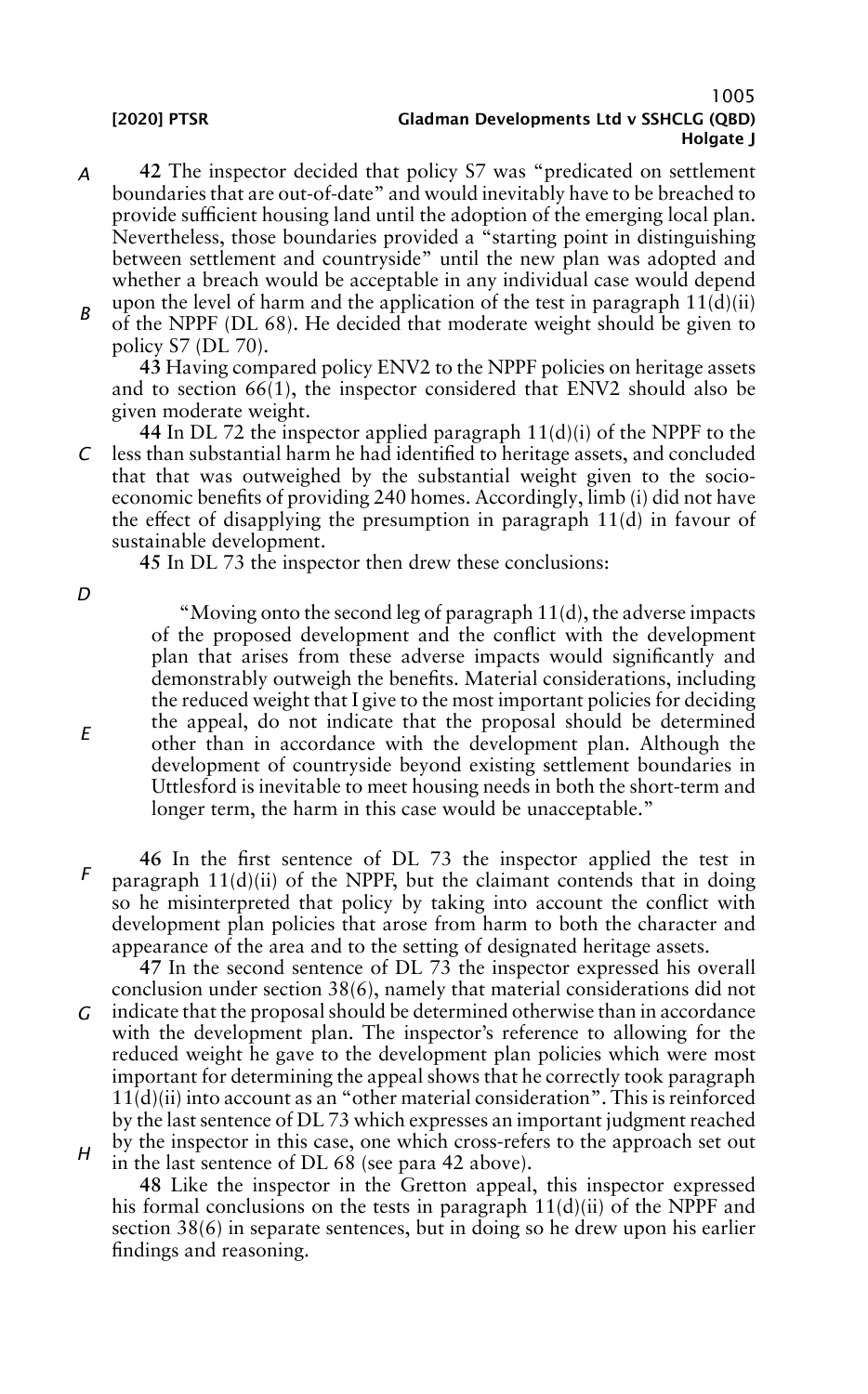**42** The inspector decided that policy S7 was "predicated on settlement boundaries that are out-of-date" and would inevitably have to be breached to provide sufficient housing land until the adoption of the emerging local plan. Nevertheless, those boundaries provided a "starting point in distinguishing between settlement and countryside" until the new plan was adopted and whether a breach would be acceptable in any individual case would depend upon the level of harm and the application of the test in paragraph 11(d)(ii) of the NPPF (DL 68). He decided that moderate weight should be given to policy S7 (DL 70).

**43** Having compared policy ENV2 to the NPPF policies on heritage assets and to section 66(1), the inspector considered that ENV2 should also be given moderate weight.

**44** In DL 72 the inspector applied paragraph 11(d)(i) of the NPPF to the less than substantial harm he had identified to heritage assets, and concluded that that was outweighed by the substantial weight given to the socio-economic benefits of providing 240 homes. Accordingly, limb (i) did not have the effect of disapplying the presumption in paragraph 11(d) in favour of sustainable development.

**45** In DL 73 the inspector then drew these conclusions:

> "Moving onto the second leg of paragraph 11(d), the adverse impacts of the proposed development and the conflict with the development plan that arises from these adverse impacts would significantly and demonstrably outweigh the benefits. Material considerations, including the reduced weight that I give to the most important policies for deciding the appeal, do not indicate that the proposal should be determined other than in accordance with the development plan. Although the development of countryside beyond existing settlement boundaries in Uttlesford is inevitable to meet housing needs in both the short-term and longer term, the harm in this case would be unacceptable."

**46** In the first sentence of DL 73 the inspector applied the test in paragraph 11(d)(ii) of the NPPF, but the claimant contends that in doing so he misinterpreted that policy by taking into account the conflict with development plan policies that arose from harm to both the character and appearance of the area and to the setting of designated heritage assets.

**47** In the second sentence of DL 73 the inspector expressed his overall conclusion under section 38(6), namely that material considerations did not indicate that the proposal should be determined otherwise than in accordance with the development plan. The inspector's reference to allowing for the reduced weight he gave to the development plan policies which were most important for determining the appeal shows that he correctly took paragraph 11(d)(ii) into account as an "other material consideration". This is reinforced by the last sentence of DL 73 which expresses an important judgment reached by the inspector in this case, one which cross-refers to the approach set out in the last sentence of DL 68 (see para 42 above).

**48** Like the inspector in the Gretton appeal, this inspector expressed his formal conclusions on the tests in paragraph 11(d)(ii) of the NPPF and section 38(6) in separate sentences, but in doing so he drew upon his earlier findings and reasoning.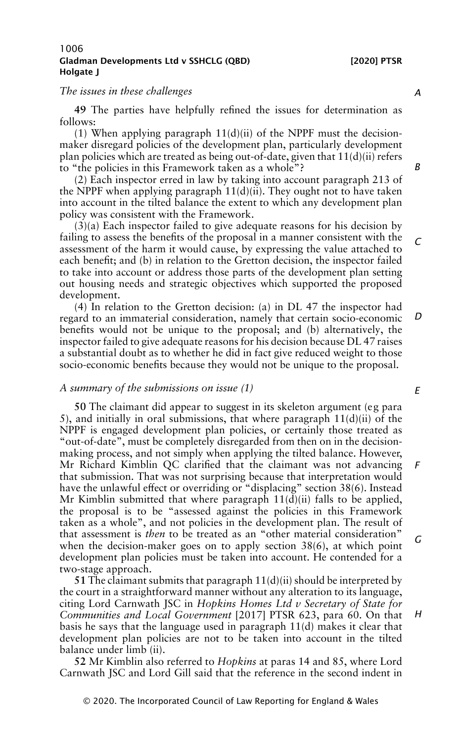*The issues in these challenges*

**49** The parties have helpfully refined the issues for determination as follows:

(1) When applying paragraph 11(d)(ii) of the NPPF must the decision-maker disregard policies of the development plan, particularly development plan policies which are treated as being out-of-date, given that 11(d)(ii) refers to "the policies in this Framework taken as a whole"?

(2) Each inspector erred in law by taking into account paragraph 213 of the NPPF when applying paragraph 11(d)(ii). They ought not to have taken into account in the tilted balance the extent to which any development plan policy was consistent with the Framework.

(3)(a) Each inspector failed to give adequate reasons for his decision by failing to assess the benefits of the proposal in a manner consistent with the assessment of the harm it would cause, by expressing the value attached to each benefit; and (b) in relation to the Gretton decision, the inspector failed to take into account or address those parts of the development plan setting out housing needs and strategic objectives which supported the proposed development.

(4) In relation to the Gretton decision: (a) in DL 47 the inspector had regard to an immaterial consideration, namely that certain socio-economic benefits would not be unique to the proposal; and (b) alternatively, the inspector failed to give adequate reasons for his decision because DL 47 raises a substantial doubt as to whether he did in fact give reduced weight to those socio-economic benefits because they would not be unique to the proposal.

*A summary of the submissions on issue (1)*

**50** The claimant did appear to suggest in its skeleton argument (eg para 5), and initially in oral submissions, that where paragraph 11(d)(ii) of the NPPF is engaged development plan policies, or certainly those treated as "out-of-date", must be completely disregarded from then on in the decision-making process, and not simply when applying the tilted balance. However, Mr Richard Kimblin QC clarified that the claimant was not advancing that submission. That was not surprising because that interpretation would have the unlawful effect or overriding or "displacing" section 38(6). Instead Mr Kimblin submitted that where paragraph 11(d)(ii) falls to be applied, the proposal is to be "assessed against the policies in this Framework taken as a whole", and not policies in the development plan. The result of that assessment is *then* to be treated as an "other material consideration" when the decision-maker goes on to apply section 38(6), at which point development plan policies must be taken into account. He contended for a two-stage approach.

**51** The claimant submits that paragraph 11(d)(ii) should be interpreted by the court in a straightforward manner without any alteration to its language, citing Lord Carnwath JSC in *Hopkins Homes Ltd v Secretary of State for Communities and Local Government* [2017] PTSR 623, para 60. On that basis he says that the language used in paragraph 11(d) makes it clear that development plan policies are not to be taken into account in the tilted balance under limb (ii).

**52** Mr Kimblin also referred to *Hopkins* at paras 14 and 85, where Lord Carnwath JSC and Lord Gill said that the reference in the second indent in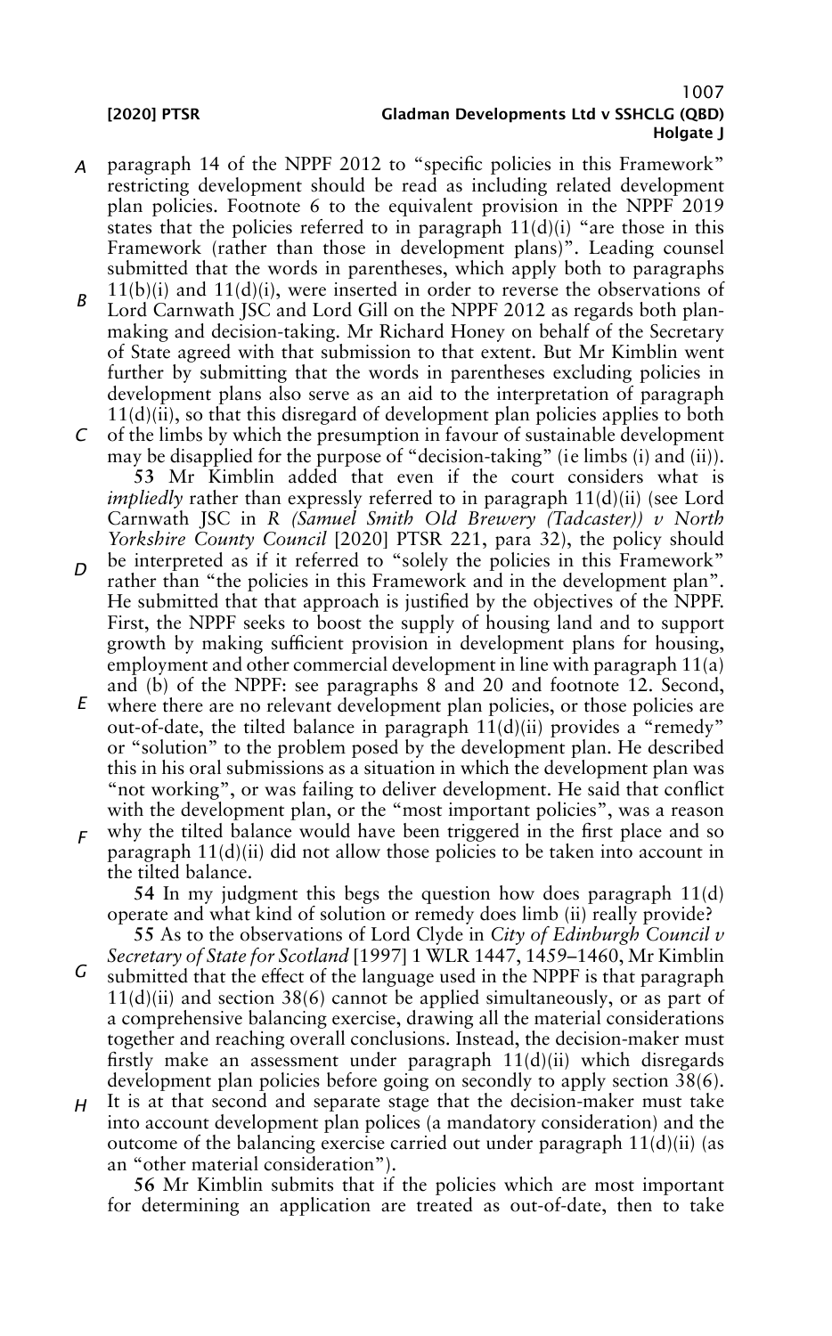paragraph 14 of the NPPF 2012 to "specific policies in this Framework" restricting development should be read as including related development plan policies. Footnote 6 to the equivalent provision in the NPPF 2019 states that the policies referred to in paragraph 11(d)(i) "are those in this Framework (rather than those in development plans)". Leading counsel submitted that the words in parentheses, which apply both to paragraphs 11(b)(i) and 11(d)(i), were inserted in order to reverse the observations of Lord Carnwath JSC and Lord Gill on the NPPF 2012 as regards both plan-making and decision-taking. Mr Richard Honey on behalf of the Secretary of State agreed with that submission to that extent. But Mr Kimblin went further by submitting that the words in parentheses excluding policies in development plans also serve as an aid to the interpretation of paragraph 11(d)(ii), so that this disregard of development plan policies applies to both of the limbs by which the presumption in favour of sustainable development may be disapplied for the purpose of "decision-taking" (ie limbs (i) and (ii)).

**53** Mr Kimblin added that even if the court considers what is *impliedly* rather than expressly referred to in paragraph 11(d)(ii) (see Lord Carnwath JSC in *R (Samuel Smith Old Brewery (Tadcaster)) v North Yorkshire County Council* [2020] PTSR 221, para 32), the policy should be interpreted as if it referred to "solely the policies in this Framework" rather than "the policies in this Framework and in the development plan". He submitted that that approach is justified by the objectives of the NPPF. First, the NPPF seeks to boost the supply of housing land and to support growth by making sufficient provision in development plans for housing, employment and other commercial development in line with paragraph 11(a) and (b) of the NPPF: see paragraphs 8 and 20 and footnote 12. Second, where there are no relevant development plan policies, or those policies are out-of-date, the tilted balance in paragraph 11(d)(ii) provides a "remedy" or "solution" to the problem posed by the development plan. He described this in his oral submissions as a situation in which the development plan was "not working", or was failing to deliver development. He said that conflict with the development plan, or the "most important policies", was a reason why the tilted balance would have been triggered in the first place and so paragraph 11(d)(ii) did not allow those policies to be taken into account in the tilted balance.

**54** In my judgment this begs the question how does paragraph 11(d) operate and what kind of solution or remedy does limb (ii) really provide?

**55** As to the observations of Lord Clyde in *City of Edinburgh Council v Secretary of State for Scotland* [1997] 1 WLR 1447, 1459–1460, Mr Kimblin submitted that the effect of the language used in the NPPF is that paragraph 11(d)(ii) and section 38(6) cannot be applied simultaneously, or as part of a comprehensive balancing exercise, drawing all the material considerations together and reaching overall conclusions. Instead, the decision-maker must firstly make an assessment under paragraph 11(d)(ii) which disregards development plan policies before going on secondly to apply section 38(6). It is at that second and separate stage that the decision-maker must take into account development plan polices (a mandatory consideration) and the outcome of the balancing exercise carried out under paragraph 11(d)(ii) (as an "other material consideration").

**56** Mr Kimblin submits that if the policies which are most important for determining an application are treated as out-of-date, then to take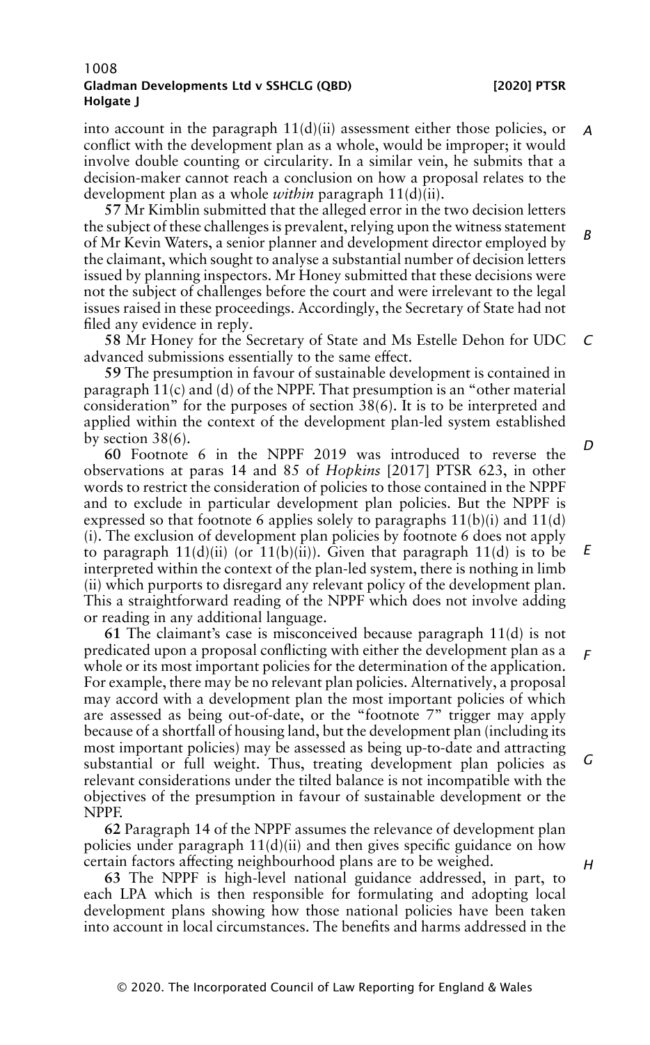into account in the paragraph 11(d)(ii) assessment either those policies, or conflict with the development plan as a whole, would be improper; it would involve double counting or circularity. In a similar vein, he submits that a decision-maker cannot reach a conclusion on how a proposal relates to the development plan as a whole *within* paragraph 11(d)(ii).

**57** Mr Kimblin submitted that the alleged error in the two decision letters the subject of these challenges is prevalent, relying upon the witness statement of Mr Kevin Waters, a senior planner and development director employed by the claimant, which sought to analyse a substantial number of decision letters issued by planning inspectors. Mr Honey submitted that these decisions were not the subject of challenges before the court and were irrelevant to the legal issues raised in these proceedings. Accordingly, the Secretary of State had not filed any evidence in reply.

**58** Mr Honey for the Secretary of State and Ms Estelle Dehon for UDC advanced submissions essentially to the same effect.

**59** The presumption in favour of sustainable development is contained in paragraph 11(c) and (d) of the NPPF. That presumption is an "other material consideration" for the purposes of section 38(6). It is to be interpreted and applied within the context of the development plan-led system established by section 38(6).

**60** Footnote 6 in the NPPF 2019 was introduced to reverse the observations at paras 14 and 85 of *Hopkins* [2017] PTSR 623, in other words to restrict the consideration of policies to those contained in the NPPF and to exclude in particular development plan policies. But the NPPF is expressed so that footnote 6 applies solely to paragraphs 11(b)(i) and 11(d)(i). The exclusion of development plan policies by footnote 6 does not apply to paragraph 11(d)(ii) (or 11(b)(ii)). Given that paragraph 11(d) is to be interpreted within the context of the plan-led system, there is nothing in limb (ii) which purports to disregard any relevant policy of the development plan. This a straightforward reading of the NPPF which does not involve adding or reading in any additional language.

**61** The claimant's case is misconceived because paragraph 11(d) is not predicated upon a proposal conflicting with either the development plan as a whole or its most important policies for the determination of the application. For example, there may be no relevant plan policies. Alternatively, a proposal may accord with a development plan the most important policies of which are assessed as being out-of-date, or the "footnote 7" trigger may apply because of a shortfall of housing land, but the development plan (including its most important policies) may be assessed as being up-to-date and attracting substantial or full weight. Thus, treating development plan policies as relevant considerations under the tilted balance is not incompatible with the objectives of the presumption in favour of sustainable development or the NPPF.

**62** Paragraph 14 of the NPPF assumes the relevance of development plan policies under paragraph 11(d)(ii) and then gives specific guidance on how certain factors affecting neighbourhood plans are to be weighed.

**63** The NPPF is high-level national guidance addressed, in part, to each LPA which is then responsible for formulating and adopting local development plans showing how those national policies have been taken into account in local circumstances. The benefits and harms addressed in the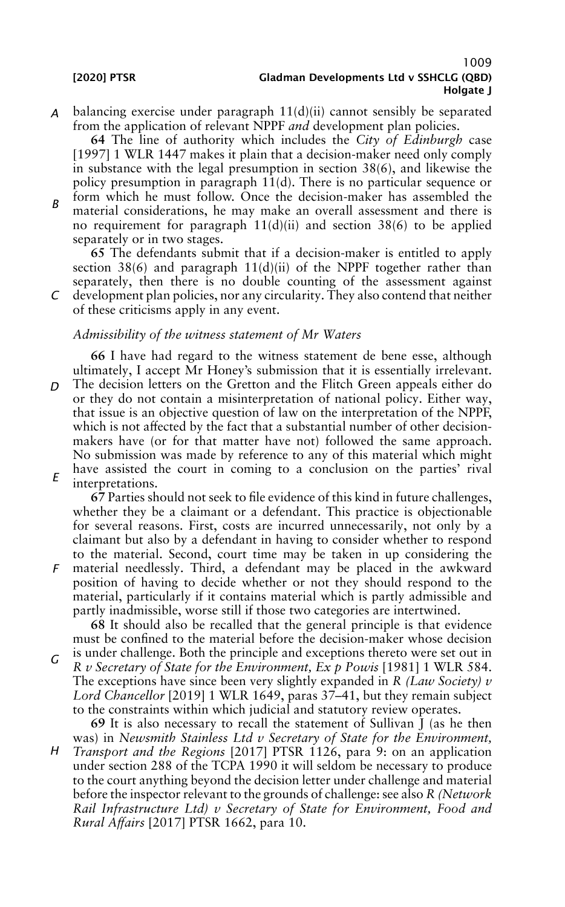balancing exercise under paragraph 11(d)(ii) cannot sensibly be separated from the application of relevant NPPF *and* development plan policies.

64 The line of authority which includes the *City of Edinburgh* case [1997] 1 WLR 1447 makes it plain that a decision-maker need only comply in substance with the legal presumption in section 38(6), and likewise the policy presumption in paragraph 11(d). There is no particular sequence or form which he must follow. Once the decision-maker has assembled the material considerations, he may make an overall assessment and there is no requirement for paragraph 11(d)(ii) and section 38(6) to be applied separately or in two stages.

65 The defendants submit that if a decision-maker is entitled to apply section 38(6) and paragraph 11(d)(ii) of the NPPF together rather than separately, then there is no double counting of the assessment against development plan policies, nor any circularity. They also contend that neither of these criticisms apply in any event.

*Admissibility of the witness statement of Mr Waters*

66 I have had regard to the witness statement de bene esse, although ultimately, I accept Mr Honey's submission that it is essentially irrelevant. The decision letters on the Gretton and the Flitch Green appeals either do or they do not contain a misinterpretation of national policy. Either way, that issue is an objective question of law on the interpretation of the NPPF, which is not affected by the fact that a substantial number of other decision-makers have (or for that matter have not) followed the same approach. No submission was made by reference to any of this material which might have assisted the court in coming to a conclusion on the parties' rival interpretations.

67 Parties should not seek to file evidence of this kind in future challenges, whether they be a claimant or a defendant. This practice is objectionable for several reasons. First, costs are incurred unnecessarily, not only by a claimant but also by a defendant in having to consider whether to respond to the material. Second, court time may be taken in up considering the material needlessly. Third, a defendant may be placed in the awkward position of having to decide whether or not they should respond to the material, particularly if it contains material which is partly admissible and partly inadmissible, worse still if those two categories are intertwined.

68 It should also be recalled that the general principle is that evidence must be confined to the material before the decision-maker whose decision is under challenge. Both the principle and exceptions thereto were set out in *R v Secretary of State for the Environment, Ex p Powis* [1981] 1 WLR 584. The exceptions have since been very slightly expanded in *R (Law Society) v Lord Chancellor* [2019] 1 WLR 1649, paras 37–41, but they remain subject to the constraints within which judicial and statutory review operates.

69 It is also necessary to recall the statement of Sullivan J (as he then was) in *Newsmith Stainless Ltd v Secretary of State for the Environment, Transport and the Regions* [2017] PTSR 1126, para 9: on an application under section 288 of the TCPA 1990 it will seldom be necessary to produce to the court anything beyond the decision letter under challenge and material before the inspector relevant to the grounds of challenge: see also *R (Network Rail Infrastructure Ltd) v Secretary of State for Environment, Food and Rural Affairs* [2017] PTSR 1662, para 10.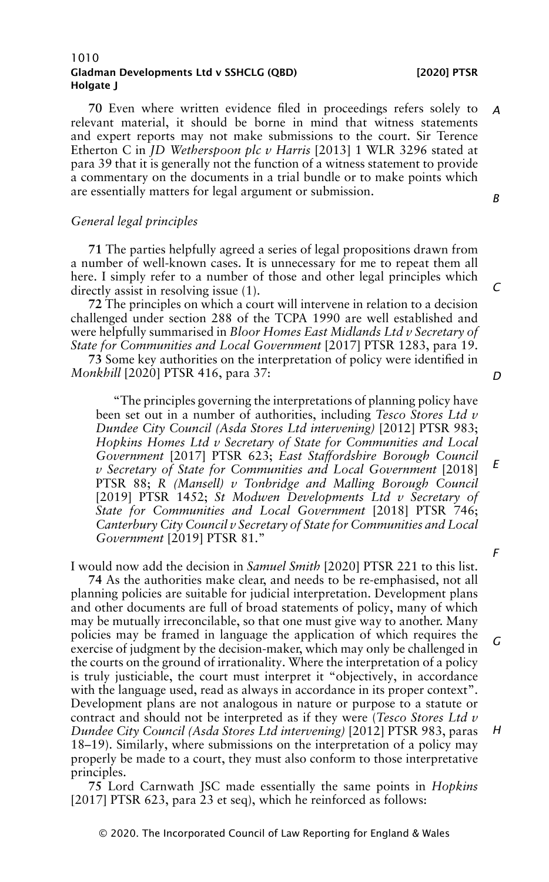**70** Even where written evidence filed in proceedings refers solely to relevant material, it should be borne in mind that witness statements and expert reports may not make submissions to the court. Sir Terence Etherton C in *JD Wetherspoon plc v Harris* [2013] 1 WLR 3296 stated at para 39 that it is generally not the function of a witness statement to provide a commentary on the documents in a trial bundle or to make points which are essentially matters for legal argument or submission.

*General legal principles*

**71** The parties helpfully agreed a series of legal propositions drawn from a number of well-known cases. It is unnecessary for me to repeat them all here. I simply refer to a number of those and other legal principles which directly assist in resolving issue (1).

**72** The principles on which a court will intervene in relation to a decision challenged under section 288 of the TCPA 1990 are well established and were helpfully summarised in *Bloor Homes East Midlands Ltd v Secretary of State for Communities and Local Government* [2017] PTSR 1283, para 19.

**73** Some key authorities on the interpretation of policy were identified in *Monkhill* [2020] PTSR 416, para 37:

> "The principles governing the interpretations of planning policy have been set out in a number of authorities, including *Tesco Stores Ltd v Dundee City Council (Asda Stores Ltd intervening)* [2012] PTSR 983; *Hopkins Homes Ltd v Secretary of State for Communities and Local Government* [2017] PTSR 623; *East Staffordshire Borough Council v Secretary of State for Communities and Local Government* [2018] PTSR 88; *R (Mansell) v Tonbridge and Malling Borough Council* [2019] PTSR 1452; *St Modwen Developments Ltd v Secretary of State for Communities and Local Government* [2018] PTSR 746; *Canterbury City Council v Secretary of State for Communities and Local Government* [2019] PTSR 81."

I would now add the decision in *Samuel Smith* [2020] PTSR 221 to this list.

**74** As the authorities make clear, and needs to be re-emphasised, not all planning policies are suitable for judicial interpretation. Development plans and other documents are full of broad statements of policy, many of which may be mutually irreconcilable, so that one must give way to another. Many policies may be framed in language the application of which requires the exercise of judgment by the decision-maker, which may only be challenged in the courts on the ground of irrationality. Where the interpretation of a policy is truly justiciable, the court must interpret it "objectively, in accordance with the language used, read as always in accordance in its proper context". Development plans are not analogous in nature or purpose to a statute or contract and should not be interpreted as if they were (*Tesco Stores Ltd v Dundee City Council (Asda Stores Ltd intervening)* [2012] PTSR 983, paras 18–19). Similarly, where submissions on the interpretation of a policy may properly be made to a court, they must also conform to those interpretative principles.

**75** Lord Carnwath JSC made essentially the same points in *Hopkins* [2017] PTSR 623, para 23 et seq), which he reinforced as follows: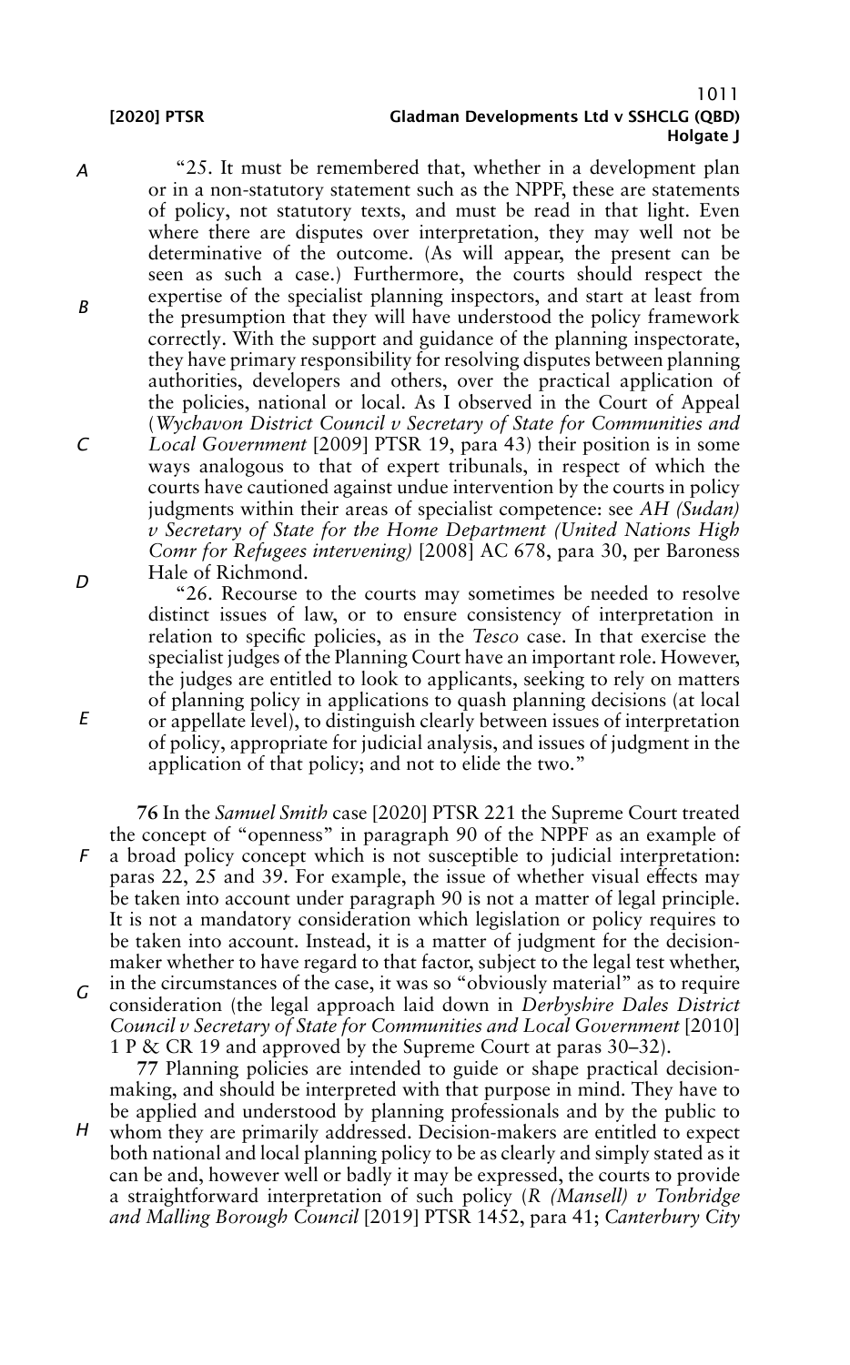"25. It must be remembered that, whether in a development plan or in a non-statutory statement such as the NPPF, these are statements of policy, not statutory texts, and must be read in that light. Even where there are disputes over interpretation, they may well not be determinative of the outcome. (As will appear, the present can be seen as such a case.) Furthermore, the courts should respect the expertise of the specialist planning inspectors, and start at least from the presumption that they will have understood the policy framework correctly. With the support and guidance of the planning inspectorate, they have primary responsibility for resolving disputes between planning authorities, developers and others, over the practical application of the policies, national or local. As I observed in the Court of Appeal (*Wychavon District Council v Secretary of State for Communities and Local Government* [2009] PTSR 19, para 43) their position is in some ways analogous to that of expert tribunals, in respect of which the courts have cautioned against undue intervention by the courts in policy judgments within their areas of specialist competence: see *AH (Sudan) v Secretary of State for the Home Department (United Nations High Comr for Refugees intervening)* [2008] AC 678, para 30, per Baroness Hale of Richmond.

"26. Recourse to the courts may sometimes be needed to resolve distinct issues of law, or to ensure consistency of interpretation in relation to specific policies, as in the *Tesco* case. In that exercise the specialist judges of the Planning Court have an important role. However, the judges are entitled to look to applicants, seeking to rely on matters of planning policy in applications to quash planning decisions (at local or appellate level), to distinguish clearly between issues of interpretation of policy, appropriate for judicial analysis, and issues of judgment in the application of that policy; and not to elide the two."

**76** In the *Samuel Smith* case [2020] PTSR 221 the Supreme Court treated the concept of "openness" in paragraph 90 of the NPPF as an example of a broad policy concept which is not susceptible to judicial interpretation: paras 22, 25 and 39. For example, the issue of whether visual effects may be taken into account under paragraph 90 is not a matter of legal principle. It is not a mandatory consideration which legislation or policy requires to be taken into account. Instead, it is a matter of judgment for the decision-maker whether to have regard to that factor, subject to the legal test whether, in the circumstances of the case, it was so "obviously material" as to require consideration (the legal approach laid down in *Derbyshire Dales District Council v Secretary of State for Communities and Local Government* [2010] 1 P & CR 19 and approved by the Supreme Court at paras 30–32).

**77** Planning policies are intended to guide or shape practical decision-making, and should be interpreted with that purpose in mind. They have to be applied and understood by planning professionals and by the public to whom they are primarily addressed. Decision-makers are entitled to expect both national and local planning policy to be as clearly and simply stated as it can be and, however well or badly it may be expressed, the courts to provide a straightforward interpretation of such policy (*R (Mansell) v Tonbridge and Malling Borough Council* [2019] PTSR 1452, para 41; *Canterbury City*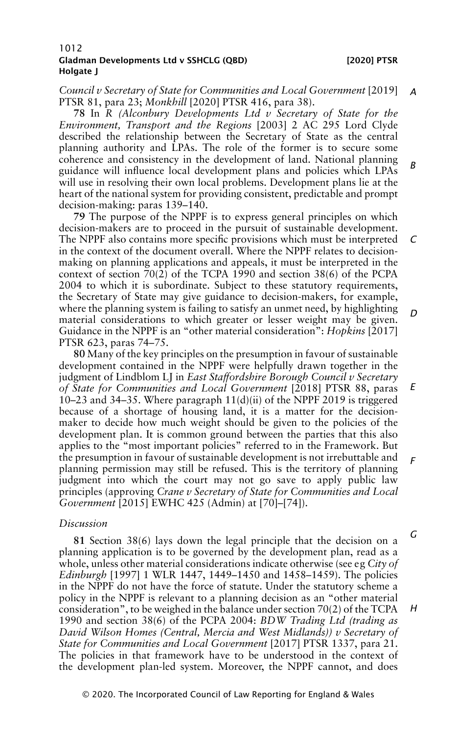*Council v Secretary of State for Communities and Local Government* [2019] PTSR 81, para 23; *Monkhill* [2020] PTSR 416, para 38).

**78** In *R (Alconbury Developments Ltd v Secretary of State for the Environment, Transport and the Regions* [2003] 2 AC 295 Lord Clyde described the relationship between the Secretary of State as the central planning authority and LPAs. The role of the former is to secure some coherence and consistency in the development of land. National planning guidance will influence local development plans and policies which LPAs will use in resolving their own local problems. Development plans lie at the heart of the national system for providing consistent, predictable and prompt decision-making: paras 139–140.

**79** The purpose of the NPPF is to express general principles on which decision-makers are to proceed in the pursuit of sustainable development. The NPPF also contains more specific provisions which must be interpreted in the context of the document overall. Where the NPPF relates to decision-making on planning applications and appeals, it must be interpreted in the context of section 70(2) of the TCPA 1990 and section 38(6) of the PCPA 2004 to which it is subordinate. Subject to these statutory requirements, the Secretary of State may give guidance to decision-makers, for example, where the planning system is failing to satisfy an unmet need, by highlighting material considerations to which greater or lesser weight may be given. Guidance in the NPPF is an "other material consideration": *Hopkins* [2017] PTSR 623, paras 74–75.

**80** Many of the key principles on the presumption in favour of sustainable development contained in the NPPF were helpfully drawn together in the judgment of Lindblom LJ in *East Staffordshire Borough Council v Secretary of State for Communities and Local Government* [2018] PTSR 88, paras 10–23 and 34–35. Where paragraph 11(d)(ii) of the NPPF 2019 is triggered because of a shortage of housing land, it is a matter for the decision-maker to decide how much weight should be given to the policies of the development plan. It is common ground between the parties that this also applies to the "most important policies" referred to in the Framework. But the presumption in favour of sustainable development is not irrebuttable and planning permission may still be refused. This is the territory of planning judgment into which the court may not go save to apply public law principles (approving *Crane v Secretary of State for Communities and Local Government* [2015] EWHC 425 (Admin) at [70]–[74]).

*Discussion*

**81** Section 38(6) lays down the legal principle that the decision on a planning application is to be governed by the development plan, read as a whole, unless other material considerations indicate otherwise (see eg *City of Edinburgh* [1997] 1 WLR 1447, 1449–1450 and 1458–1459). The policies in the NPPF do not have the force of statute. Under the statutory scheme a policy in the NPPF is relevant to a planning decision as an "other material consideration", to be weighed in the balance under section 70(2) of the TCPA 1990 and section 38(6) of the PCPA 2004: *BDW Trading Ltd (trading as David Wilson Homes (Central, Mercia and West Midlands)) v Secretary of State for Communities and Local Government* [2017] PTSR 1337, para 21. The policies in that framework have to be understood in the context of the development plan-led system. Moreover, the NPPF cannot, and does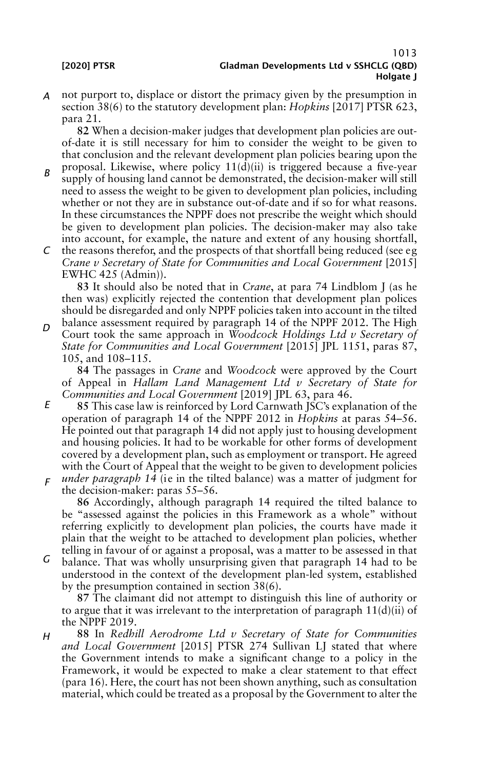not purport to, displace or distort the primacy given by the presumption in section 38(6) to the statutory development plan: *Hopkins* [2017] PTSR 623, para 21.

**82** When a decision-maker judges that development plan policies are out-of-date it is still necessary for him to consider the weight to be given to that conclusion and the relevant development plan policies bearing upon the proposal. Likewise, where policy 11(d)(ii) is triggered because a five-year supply of housing land cannot be demonstrated, the decision-maker will still need to assess the weight to be given to development plan policies, including whether or not they are in substance out-of-date and if so for what reasons. In these circumstances the NPPF does not prescribe the weight which should be given to development plan policies. The decision-maker may also take into account, for example, the nature and extent of any housing shortfall, the reasons therefor, and the prospects of that shortfall being reduced (see eg *Crane v Secretary of State for Communities and Local Government* [2015] EWHC 425 (Admin)).

**83** It should also be noted that in *Crane*, at para 74 Lindblom J (as he then was) explicitly rejected the contention that development plan polices should be disregarded and only NPPF policies taken into account in the tilted balance assessment required by paragraph 14 of the NPPF 2012. The High Court took the same approach in *Woodcock Holdings Ltd v Secretary of State for Communities and Local Government* [2015] JPL 1151, paras 87, 105, and 108–115.

**84** The passages in *Crane* and *Woodcock* were approved by the Court of Appeal in *Hallam Land Management Ltd v Secretary of State for Communities and Local Government* [2019] JPL 63, para 46.

**85** This case law is reinforced by Lord Carnwath JSC's explanation of the operation of paragraph 14 of the NPPF 2012 in *Hopkins* at paras 54–56. He pointed out that paragraph 14 did not apply just to housing development and housing policies. It had to be workable for other forms of development covered by a development plan, such as employment or transport. He agreed with the Court of Appeal that the weight to be given to development policies *under paragraph 14* (ie in the tilted balance) was a matter of judgment for the decision-maker: paras 55–56.

**86** Accordingly, although paragraph 14 required the tilted balance to be "assessed against the policies in this Framework as a whole" without referring explicitly to development plan policies, the courts have made it plain that the weight to be attached to development plan policies, whether telling in favour of or against a proposal, was a matter to be assessed in that balance. That was wholly unsurprising given that paragraph 14 had to be understood in the context of the development plan-led system, established by the presumption contained in section 38(6).

**87** The claimant did not attempt to distinguish this line of authority or to argue that it was irrelevant to the interpretation of paragraph 11(d)(ii) of the NPPF 2019.

**88** In *Redhill Aerodrome Ltd v Secretary of State for Communities and Local Government* [2015] PTSR 274 Sullivan LJ stated that where the Government intends to make a significant change to a policy in the Framework, it would be expected to make a clear statement to that effect (para 16). Here, the court has not been shown anything, such as consultation material, which could be treated as a proposal by the Government to alter the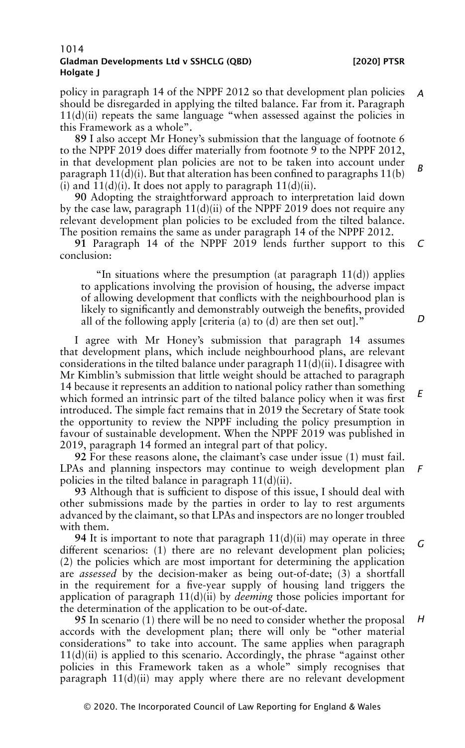policy in paragraph 14 of the NPPF 2012 so that development plan policies should be disregarded in applying the tilted balance. Far from it. Paragraph 11(d)(ii) repeats the same language "when assessed against the policies in this Framework as a whole".

**89** I also accept Mr Honey's submission that the language of footnote 6 to the NPPF 2019 does differ materially from footnote 9 to the NPPF 2012, in that development plan policies are not to be taken into account under paragraph 11(d)(i). But that alteration has been confined to paragraphs 11(b)(i) and 11(d)(i). It does not apply to paragraph 11(d)(ii).

**90** Adopting the straightforward approach to interpretation laid down by the case law, paragraph 11(d)(ii) of the NPPF 2019 does not require any relevant development plan policies to be excluded from the tilted balance. The position remains the same as under paragraph 14 of the NPPF 2012.

**91** Paragraph 14 of the NPPF 2019 lends further support to this conclusion:

> "In situations where the presumption (at paragraph 11(d)) applies to applications involving the provision of housing, the adverse impact of allowing development that conflicts with the neighbourhood plan is likely to significantly and demonstrably outweigh the benefits, provided all of the following apply [criteria (a) to (d) are then set out]."

I agree with Mr Honey's submission that paragraph 14 assumes that development plans, which include neighbourhood plans, are relevant considerations in the tilted balance under paragraph 11(d)(ii). I disagree with Mr Kimblin's submission that little weight should be attached to paragraph 14 because it represents an addition to national policy rather than something which formed an intrinsic part of the tilted balance policy when it was first introduced. The simple fact remains that in 2019 the Secretary of State took the opportunity to review the NPPF including the policy presumption in favour of sustainable development. When the NPPF 2019 was published in 2019, paragraph 14 formed an integral part of that policy.

**92** For these reasons alone, the claimant's case under issue (1) must fail. LPAs and planning inspectors may continue to weigh development plan policies in the tilted balance in paragraph 11(d)(ii).

**93** Although that is sufficient to dispose of this issue, I should deal with other submissions made by the parties in order to lay to rest arguments advanced by the claimant, so that LPAs and inspectors are no longer troubled with them.

**94** It is important to note that paragraph 11(d)(ii) may operate in three different scenarios: (1) there are no relevant development plan policies; (2) the policies which are most important for determining the application are *assessed* by the decision-maker as being out-of-date; (3) a shortfall in the requirement for a five-year supply of housing land triggers the application of paragraph 11(d)(ii) by *deeming* those policies important for the determination of the application to be out-of-date.

**95** In scenario (1) there will be no need to consider whether the proposal accords with the development plan; there will only be "other material considerations" to take into account. The same applies when paragraph 11(d)(ii) is applied to this scenario. Accordingly, the phrase "against other policies in this Framework taken as a whole" simply recognises that paragraph 11(d)(ii) may apply where there are no relevant development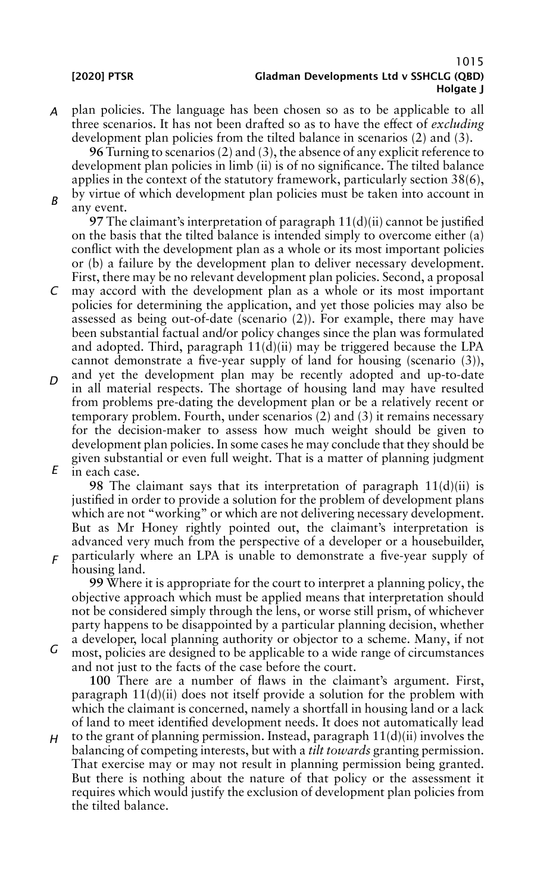plan policies. The language has been chosen so as to be applicable to all three scenarios. It has not been drafted so as to have the effect of *excluding* development plan policies from the tilted balance in scenarios (2) and (3).

**96** Turning to scenarios (2) and (3), the absence of any explicit reference to development plan policies in limb (ii) is of no significance. The tilted balance applies in the context of the statutory framework, particularly section 38(6), by virtue of which development plan policies must be taken into account in any event.

**97** The claimant's interpretation of paragraph 11(d)(ii) cannot be justified on the basis that the tilted balance is intended simply to overcome either (a) conflict with the development plan as a whole or its most important policies or (b) a failure by the development plan to deliver necessary development. First, there may be no relevant development plan policies. Second, a proposal may accord with the development plan as a whole or its most important policies for determining the application, and yet those policies may also be assessed as being out-of-date (scenario (2)). For example, there may have been substantial factual and/or policy changes since the plan was formulated and adopted. Third, paragraph 11(d)(ii) may be triggered because the LPA cannot demonstrate a five-year supply of land for housing (scenario (3)), and yet the development plan may be recently adopted and up-to-date in all material respects. The shortage of housing land may have resulted from problems pre-dating the development plan or be a relatively recent or temporary problem. Fourth, under scenarios (2) and (3) it remains necessary for the decision-maker to assess how much weight should be given to development plan policies. In some cases he may conclude that they should be given substantial or even full weight. That is a matter of planning judgment in each case.

**98** The claimant says that its interpretation of paragraph 11(d)(ii) is justified in order to provide a solution for the problem of development plans which are not "working" or which are not delivering necessary development. But as Mr Honey rightly pointed out, the claimant's interpretation is advanced very much from the perspective of a developer or a housebuilder, particularly where an LPA is unable to demonstrate a five-year supply of housing land.

**99** Where it is appropriate for the court to interpret a planning policy, the objective approach which must be applied means that interpretation should not be considered simply through the lens, or worse still prism, of whichever party happens to be disappointed by a particular planning decision, whether a developer, local planning authority or objector to a scheme. Many, if not most, policies are designed to be applicable to a wide range of circumstances and not just to the facts of the case before the court.

**100** There are a number of flaws in the claimant's argument. First, paragraph 11(d)(ii) does not itself provide a solution for the problem with which the claimant is concerned, namely a shortfall in housing land or a lack of land to meet identified development needs. It does not automatically lead to the grant of planning permission. Instead, paragraph 11(d)(ii) involves the balancing of competing interests, but with a *tilt towards* granting permission. That exercise may or may not result in planning permission being granted. But there is nothing about the nature of that policy or the assessment it requires which would justify the exclusion of development plan policies from the tilted balance.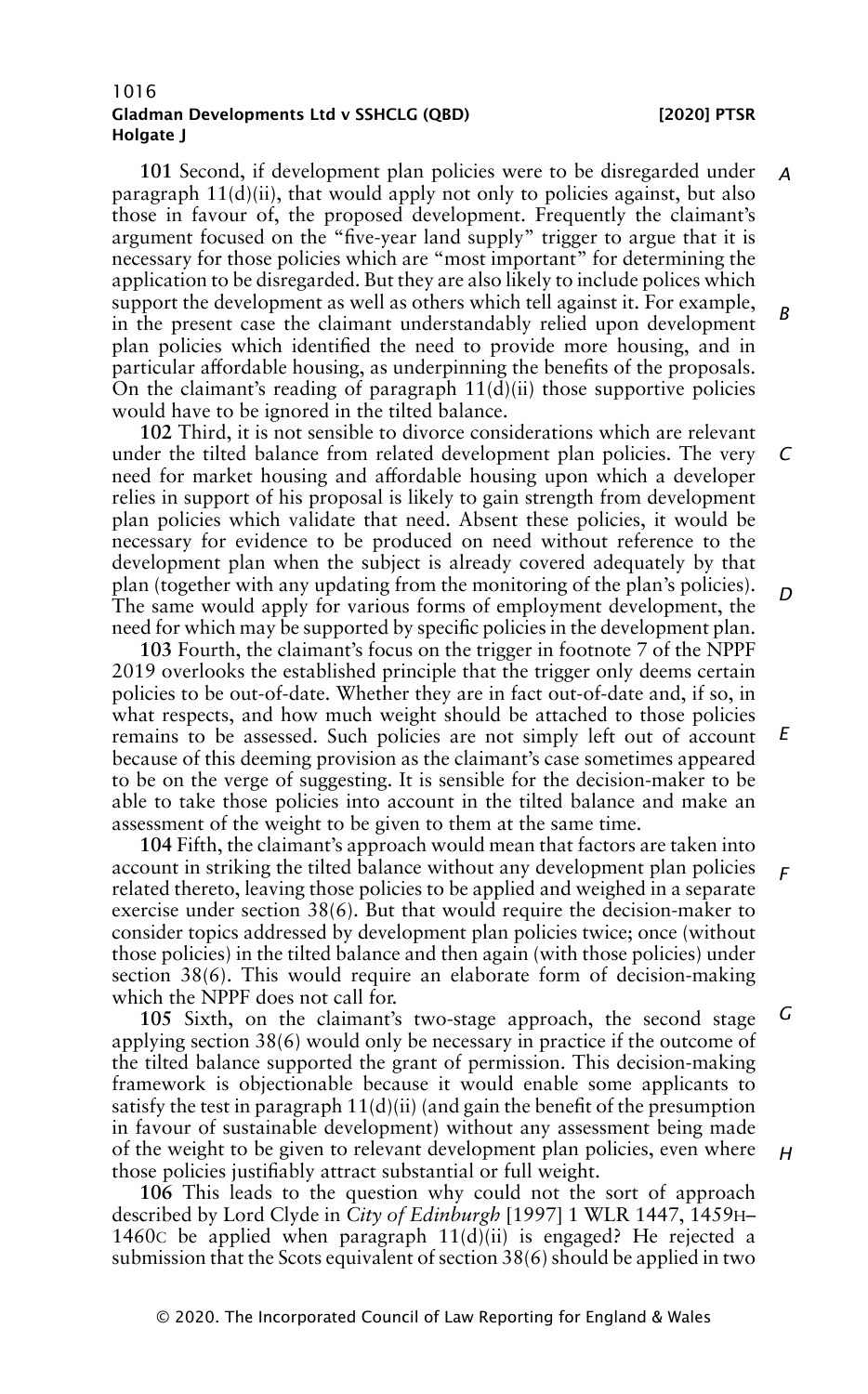**101** Second, if development plan policies were to be disregarded under paragraph 11(d)(ii), that would apply not only to policies against, but also those in favour of, the proposed development. Frequently the claimant's argument focused on the "five-year land supply" trigger to argue that it is necessary for those policies which are "most important" for determining the application to be disregarded. But they are also likely to include polices which support the development as well as others which tell against it. For example, in the present case the claimant understandably relied upon development plan policies which identified the need to provide more housing, and in particular affordable housing, as underpinning the benefits of the proposals. On the claimant's reading of paragraph 11(d)(ii) those supportive policies would have to be ignored in the tilted balance.

**102** Third, it is not sensible to divorce considerations which are relevant under the tilted balance from related development plan policies. The very need for market housing and affordable housing upon which a developer relies in support of his proposal is likely to gain strength from development plan policies which validate that need. Absent these policies, it would be necessary for evidence to be produced on need without reference to the development plan when the subject is already covered adequately by that plan (together with any updating from the monitoring of the plan's policies). The same would apply for various forms of employment development, the need for which may be supported by specific policies in the development plan.

**103** Fourth, the claimant's focus on the trigger in footnote 7 of the NPPF 2019 overlooks the established principle that the trigger only deems certain policies to be out-of-date. Whether they are in fact out-of-date and, if so, in what respects, and how much weight should be attached to those policies remains to be assessed. Such policies are not simply left out of account because of this deeming provision as the claimant's case sometimes appeared to be on the verge of suggesting. It is sensible for the decision-maker to be able to take those policies into account in the tilted balance and make an assessment of the weight to be given to them at the same time.

**104** Fifth, the claimant's approach would mean that factors are taken into account in striking the tilted balance without any development plan policies related thereto, leaving those policies to be applied and weighed in a separate exercise under section 38(6). But that would require the decision-maker to consider topics addressed by development plan policies twice; once (without those policies) in the tilted balance and then again (with those policies) under section 38(6). This would require an elaborate form of decision-making which the NPPF does not call for.

**105** Sixth, on the claimant's two-stage approach, the second stage applying section 38(6) would only be necessary in practice if the outcome of the tilted balance supported the grant of permission. This decision-making framework is objectionable because it would enable some applicants to satisfy the test in paragraph 11(d)(ii) (and gain the benefit of the presumption in favour of sustainable development) without any assessment being made of the weight to be given to relevant development plan policies, even where those policies justifiably attract substantial or full weight.

**106** This leads to the question why could not the sort of approach described by Lord Clyde in *City of Edinburgh* [1997] 1 WLR 1447, 1459H–1460C be applied when paragraph 11(d)(ii) is engaged? He rejected a submission that the Scots equivalent of section 38(6) should be applied in two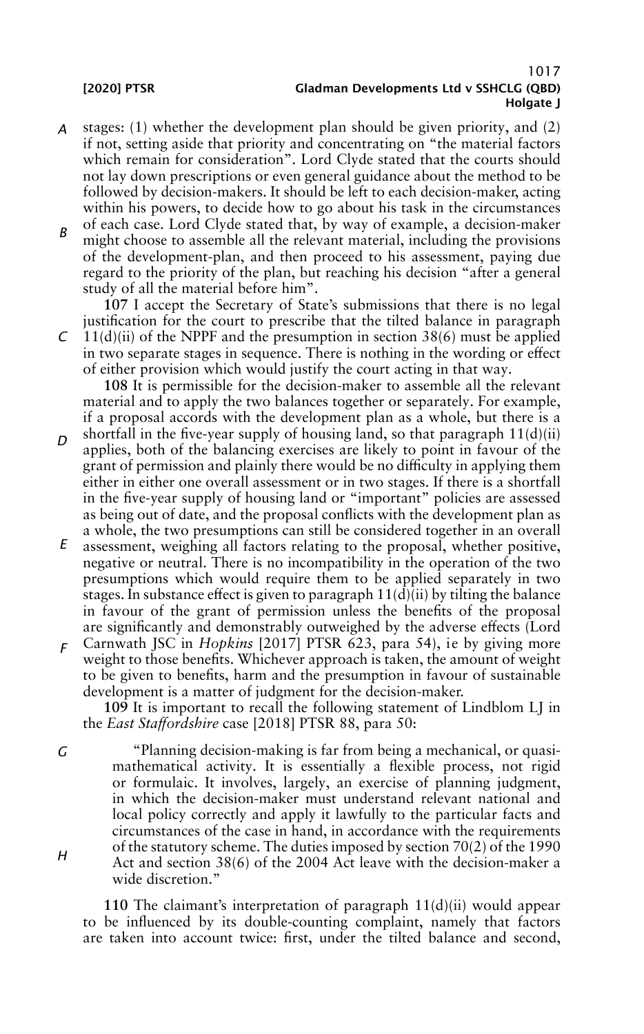stages: (1) whether the development plan should be given priority, and (2) if not, setting aside that priority and concentrating on "the material factors which remain for consideration". Lord Clyde stated that the courts should not lay down prescriptions or even general guidance about the method to be followed by decision-makers. It should be left to each decision-maker, acting within his powers, to decide how to go about his task in the circumstances of each case. Lord Clyde stated that, by way of example, a decision-maker might choose to assemble all the relevant material, including the provisions of the development-plan, and then proceed to his assessment, paying due regard to the priority of the plan, but reaching his decision "after a general study of all the material before him".

**107** I accept the Secretary of State's submissions that there is no legal justification for the court to prescribe that the tilted balance in paragraph 11(d)(ii) of the NPPF and the presumption in section 38(6) must be applied in two separate stages in sequence. There is nothing in the wording or effect of either provision which would justify the court acting in that way.

**108** It is permissible for the decision-maker to assemble all the relevant material and to apply the two balances together or separately. For example, if a proposal accords with the development plan as a whole, but there is a shortfall in the five-year supply of housing land, so that paragraph 11(d)(ii) applies, both of the balancing exercises are likely to point in favour of the grant of permission and plainly there would be no difficulty in applying them either in either one overall assessment or in two stages. If there is a shortfall in the five-year supply of housing land or "important" policies are assessed as being out of date, and the proposal conflicts with the development plan as a whole, the two presumptions can still be considered together in an overall assessment, weighing all factors relating to the proposal, whether positive, negative or neutral. There is no incompatibility in the operation of the two presumptions which would require them to be applied separately in two stages. In substance effect is given to paragraph 11(d)(ii) by tilting the balance in favour of the grant of permission unless the benefits of the proposal are significantly and demonstrably outweighed by the adverse effects (Lord Carnwath JSC in *Hopkins* [2017] PTSR 623, para 54), ie by giving more weight to those benefits. Whichever approach is taken, the amount of weight to be given to benefits, harm and the presumption in favour of sustainable development is a matter of judgment for the decision-maker.

**109** It is important to recall the following statement of Lindblom LJ in the *East Staffordshire* case [2018] PTSR 88, para 50:

> "Planning decision-making is far from being a mechanical, or quasi-mathematical activity. It is essentially a flexible process, not rigid or formulaic. It involves, largely, an exercise of planning judgment, in which the decision-maker must understand relevant national and local policy correctly and apply it lawfully to the particular facts and circumstances of the case in hand, in accordance with the requirements of the statutory scheme. The duties imposed by section 70(2) of the 1990 Act and section 38(6) of the 2004 Act leave with the decision-maker a wide discretion."

**110** The claimant's interpretation of paragraph 11(d)(ii) would appear to be influenced by its double-counting complaint, namely that factors are taken into account twice: first, under the tilted balance and second,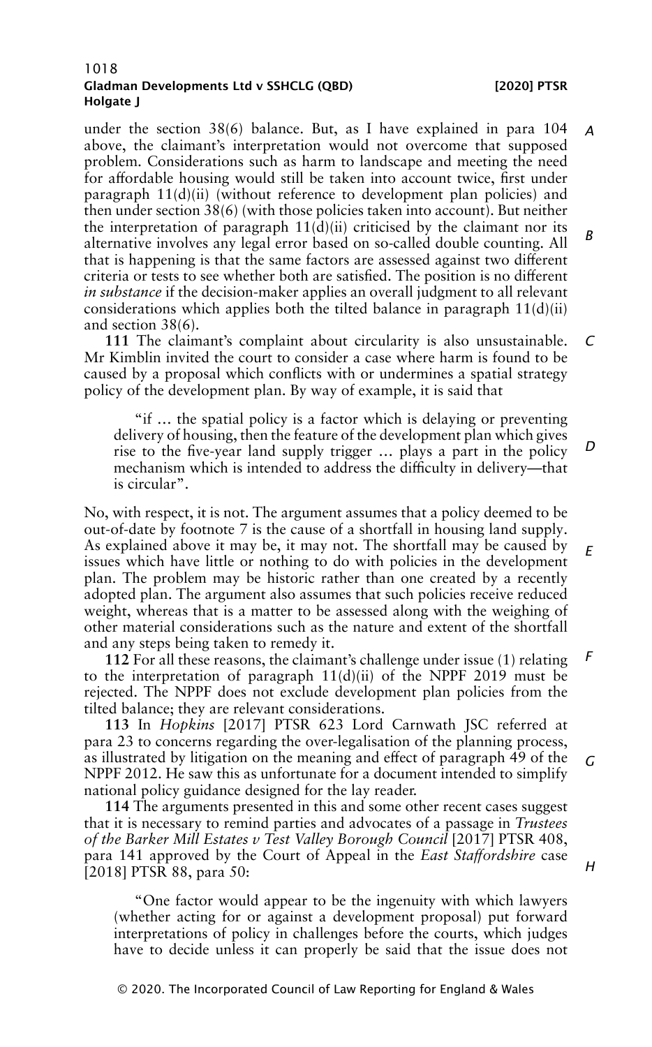under the section 38(6) balance. But, as I have explained in para 104 above, the claimant's interpretation would not overcome that supposed problem. Considerations such as harm to landscape and meeting the need for affordable housing would still be taken into account twice, first under paragraph 11(d)(ii) (without reference to development plan policies) and then under section 38(6) (with those policies taken into account). But neither the interpretation of paragraph 11(d)(ii) criticised by the claimant nor its alternative involves any legal error based on so-called double counting. All that is happening is that the same factors are assessed against two different criteria or tests to see whether both are satisfied. The position is no different *in substance* if the decision-maker applies an overall judgment to all relevant considerations which applies both the tilted balance in paragraph 11(d)(ii) and section 38(6).

**111** The claimant's complaint about circularity is also unsustainable. Mr Kimblin invited the court to consider a case where harm is found to be caused by a proposal which conflicts with or undermines a spatial strategy policy of the development plan. By way of example, it is said that

> "if … the spatial policy is a factor which is delaying or preventing delivery of housing, then the feature of the development plan which gives rise to the five-year land supply trigger … plays a part in the policy mechanism which is intended to address the difficulty in delivery—that is circular".

No, with respect, it is not. The argument assumes that a policy deemed to be out-of-date by footnote 7 is the cause of a shortfall in housing land supply. As explained above it may be, it may not. The shortfall may be caused by issues which have little or nothing to do with policies in the development plan. The problem may be historic rather than one created by a recently adopted plan. The argument also assumes that such policies receive reduced weight, whereas that is a matter to be assessed along with the weighing of other material considerations such as the nature and extent of the shortfall and any steps being taken to remedy it.

**112** For all these reasons, the claimant's challenge under issue (1) relating to the interpretation of paragraph 11(d)(ii) of the NPPF 2019 must be rejected. The NPPF does not exclude development plan policies from the tilted balance; they are relevant considerations.

**113** In *Hopkins* [2017] PTSR 623 Lord Carnwath JSC referred at para 23 to concerns regarding the over-legalisation of the planning process, as illustrated by litigation on the meaning and effect of paragraph 49 of the NPPF 2012. He saw this as unfortunate for a document intended to simplify national policy guidance designed for the lay reader.

**114** The arguments presented in this and some other recent cases suggest that it is necessary to remind parties and advocates of a passage in *Trustees of the Barker Mill Estates v Test Valley Borough Council* [2017] PTSR 408, para 141 approved by the Court of Appeal in the *East Staffordshire* case [2018] PTSR 88, para 50:

> "One factor would appear to be the ingenuity with which lawyers (whether acting for or against a development proposal) put forward interpretations of policy in challenges before the courts, which judges have to decide unless it can properly be said that the issue does not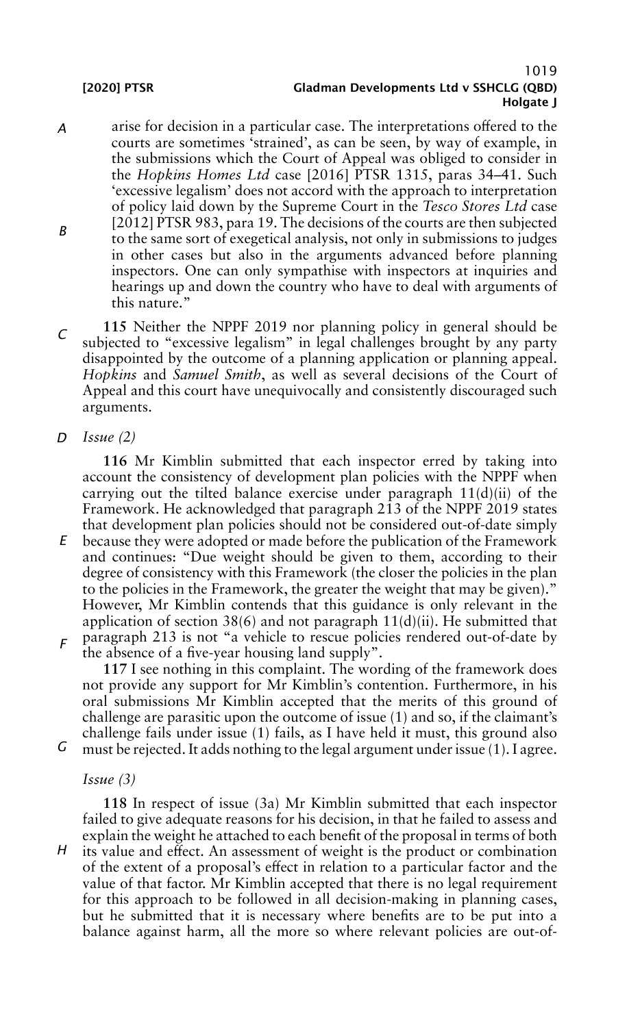arise for decision in a particular case. The interpretations offered to the courts are sometimes 'strained', as can be seen, by way of example, in the submissions which the Court of Appeal was obliged to consider in the *Hopkins Homes Ltd* case [2016] PTSR 1315, paras 34–41. Such 'excessive legalism' does not accord with the approach to interpretation of policy laid down by the Supreme Court in the *Tesco Stores Ltd* case [2012] PTSR 983, para 19. The decisions of the courts are then subjected to the same sort of exegetical analysis, not only in submissions to judges in other cases but also in the arguments advanced before planning inspectors. One can only sympathise with inspectors at inquiries and hearings up and down the country who have to deal with arguments of this nature."

**115** Neither the NPPF 2019 nor planning policy in general should be subjected to "excessive legalism" in legal challenges brought by any party disappointed by the outcome of a planning application or planning appeal. *Hopkins* and *Samuel Smith*, as well as several decisions of the Court of Appeal and this court have unequivocally and consistently discouraged such arguments.

*Issue (2)*

**116** Mr Kimblin submitted that each inspector erred by taking into account the consistency of development plan policies with the NPPF when carrying out the tilted balance exercise under paragraph 11(d)(ii) of the Framework. He acknowledged that paragraph 213 of the NPPF 2019 states that development plan policies should not be considered out-of-date simply because they were adopted or made before the publication of the Framework and continues: "Due weight should be given to them, according to their degree of consistency with this Framework (the closer the policies in the plan to the policies in the Framework, the greater the weight that may be given)." However, Mr Kimblin contends that this guidance is only relevant in the application of section 38(6) and not paragraph 11(d)(ii). He submitted that paragraph 213 is not "a vehicle to rescue policies rendered out-of-date by the absence of a five-year housing land supply".

**117** I see nothing in this complaint. The wording of the framework does not provide any support for Mr Kimblin's contention. Furthermore, in his oral submissions Mr Kimblin accepted that the merits of this ground of challenge are parasitic upon the outcome of issue (1) and so, if the claimant's challenge fails under issue (1) fails, as I have held it must, this ground also must be rejected. It adds nothing to the legal argument under issue (1). I agree.

*Issue (3)*

**118** In respect of issue (3a) Mr Kimblin submitted that each inspector failed to give adequate reasons for his decision, in that he failed to assess and explain the weight he attached to each benefit of the proposal in terms of both its value and effect. An assessment of weight is the product or combination of the extent of a proposal's effect in relation to a particular factor and the value of that factor. Mr Kimblin accepted that there is no legal requirement for this approach to be followed in all decision-making in planning cases, but he submitted that it is necessary where benefits are to be put into a balance against harm, all the more so where relevant policies are out-of-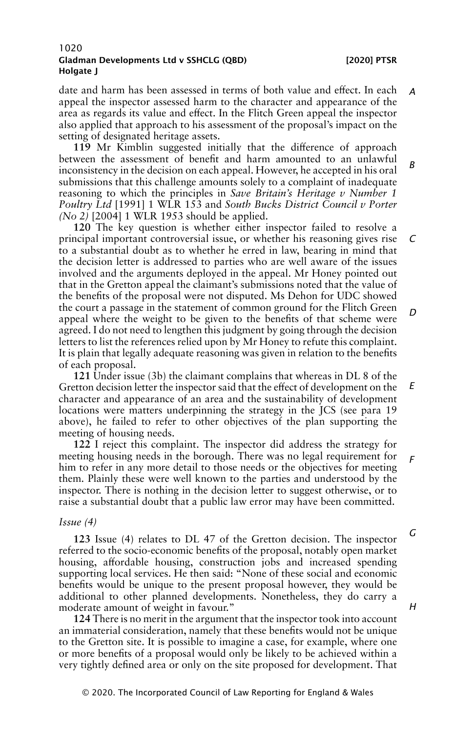date and harm has been assessed in terms of both value and effect. In each appeal the inspector assessed harm to the character and appearance of the area as regards its value and effect. In the Flitch Green appeal the inspector also applied that approach to his assessment of the proposal's impact on the setting of designated heritage assets.

**119** Mr Kimblin suggested initially that the difference of approach between the assessment of benefit and harm amounted to an unlawful inconsistency in the decision on each appeal. However, he accepted in his oral submissions that this challenge amounts solely to a complaint of inadequate reasoning to which the principles in *Save Britain's Heritage v Number 1 Poultry Ltd* [1991] 1 WLR 153 and *South Bucks District Council v Porter (No 2)* [2004] 1 WLR 1953 should be applied.

**120** The key question is whether either inspector failed to resolve a principal important controversial issue, or whether his reasoning gives rise to a substantial doubt as to whether he erred in law, bearing in mind that the decision letter is addressed to parties who are well aware of the issues involved and the arguments deployed in the appeal. Mr Honey pointed out that in the Gretton appeal the claimant's submissions noted that the value of the benefits of the proposal were not disputed. Ms Dehon for UDC showed the court a passage in the statement of common ground for the Flitch Green appeal where the weight to be given to the benefits of that scheme were agreed. I do not need to lengthen this judgment by going through the decision letters to list the references relied upon by Mr Honey to refute this complaint. It is plain that legally adequate reasoning was given in relation to the benefits of each proposal.

**121** Under issue (3b) the claimant complains that whereas in DL 8 of the Gretton decision letter the inspector said that the effect of development on the character and appearance of an area and the sustainability of development locations were matters underpinning the strategy in the JCS (see para 19 above), he failed to refer to other objectives of the plan supporting the meeting of housing needs.

**122** I reject this complaint. The inspector did address the strategy for meeting housing needs in the borough. There was no legal requirement for him to refer in any more detail to those needs or the objectives for meeting them. Plainly these were well known to the parties and understood by the inspector. There is nothing in the decision letter to suggest otherwise, or to raise a substantial doubt that a public law error may have been committed.

*Issue (4)*

**123** Issue (4) relates to DL 47 of the Gretton decision. The inspector referred to the socio-economic benefits of the proposal, notably open market housing, affordable housing, construction jobs and increased spending supporting local services. He then said: "None of these social and economic benefits would be unique to the present proposal however, they would be additional to other planned developments. Nonetheless, they do carry a moderate amount of weight in favour."

**124** There is no merit in the argument that the inspector took into account an immaterial consideration, namely that these benefits would not be unique to the Gretton site. It is possible to imagine a case, for example, where one or more benefits of a proposal would only be likely to be achieved within a very tightly defined area or only on the site proposed for development. That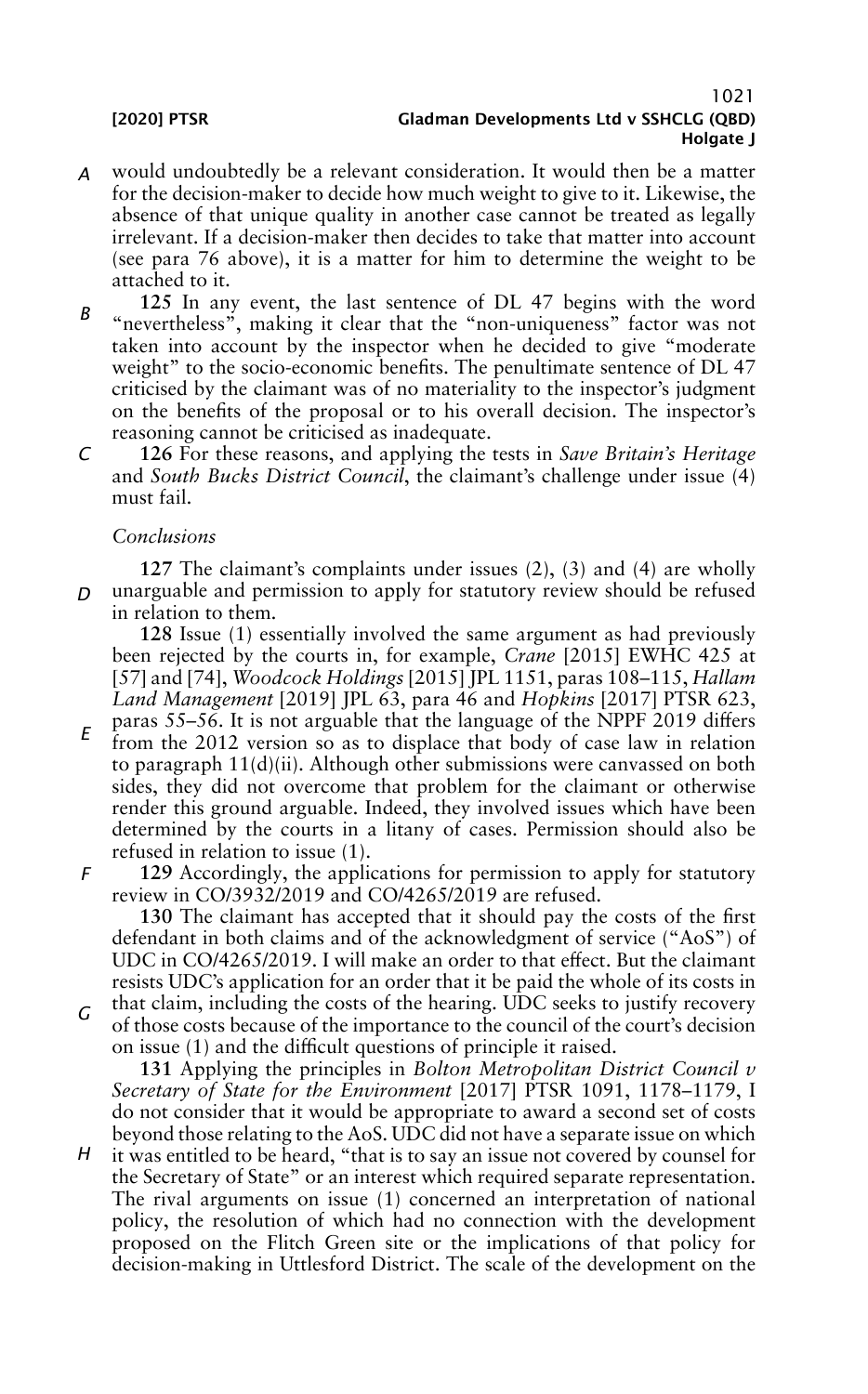would undoubtedly be a relevant consideration. It would then be a matter for the decision-maker to decide how much weight to give to it. Likewise, the absence of that unique quality in another case cannot be treated as legally irrelevant. If a decision-maker then decides to take that matter into account (see para 76 above), it is a matter for him to determine the weight to be attached to it.

**125** In any event, the last sentence of DL 47 begins with the word "nevertheless", making it clear that the "non-uniqueness" factor was not taken into account by the inspector when he decided to give "moderate weight" to the socio-economic benefits. The penultimate sentence of DL 47 criticised by the claimant was of no materiality to the inspector's judgment on the benefits of the proposal or to his overall decision. The inspector's reasoning cannot be criticised as inadequate.

**126** For these reasons, and applying the tests in *Save Britain's Heritage* and *South Bucks District Council*, the claimant's challenge under issue (4) must fail.

*Conclusions*

**127** The claimant's complaints under issues (2), (3) and (4) are wholly unarguable and permission to apply for statutory review should be refused in relation to them.

**128** Issue (1) essentially involved the same argument as had previously been rejected by the courts in, for example, *Crane* [2015] EWHC 425 at [57] and [74], *Woodcock Holdings* [2015] JPL 1151, paras 108–115, *Hallam Land Management* [2019] JPL 63, para 46 and *Hopkins* [2017] PTSR 623, paras 55–56. It is not arguable that the language of the NPPF 2019 differs from the 2012 version so as to displace that body of case law in relation to paragraph 11(d)(ii). Although other submissions were canvassed on both sides, they did not overcome that problem for the claimant or otherwise render this ground arguable. Indeed, they involved issues which have been determined by the courts in a litany of cases. Permission should also be refused in relation to issue (1).

**129** Accordingly, the applications for permission to apply for statutory review in CO/3932/2019 and CO/4265/2019 are refused.

**130** The claimant has accepted that it should pay the costs of the first defendant in both claims and of the acknowledgment of service ("AoS") of UDC in CO/4265/2019. I will make an order to that effect. But the claimant resists UDC's application for an order that it be paid the whole of its costs in that claim, including the costs of the hearing. UDC seeks to justify recovery of those costs because of the importance to the council of the court's decision on issue (1) and the difficult questions of principle it raised.

**131** Applying the principles in *Bolton Metropolitan District Council v Secretary of State for the Environment* [2017] PTSR 1091, 1178–1179, I do not consider that it would be appropriate to award a second set of costs beyond those relating to the AoS. UDC did not have a separate issue on which it was entitled to be heard, "that is to say an issue not covered by counsel for the Secretary of State" or an interest which required separate representation. The rival arguments on issue (1) concerned an interpretation of national policy, the resolution of which had no connection with the development proposed on the Flitch Green site or the implications of that policy for decision-making in Uttlesford District. The scale of the development on the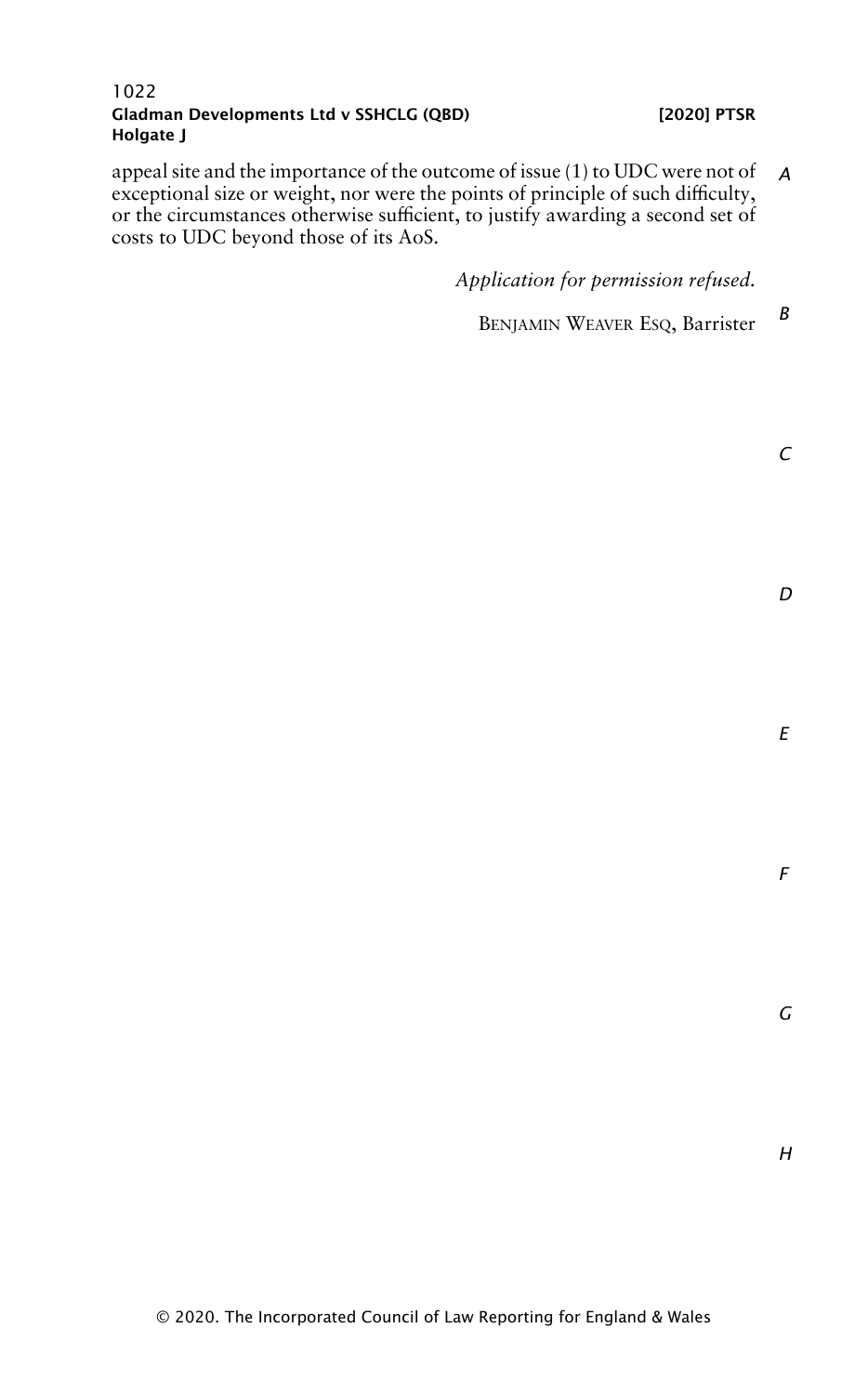appeal site and the importance of the outcome of issue (1) to UDC were not of exceptional size or weight, nor were the points of principle of such difficulty, or the circumstances otherwise sufficient, to justify awarding a second set of costs to UDC beyond those of its AoS.

*Application for permission refused.*

BENJAMIN WEAVER ESQ, Barrister